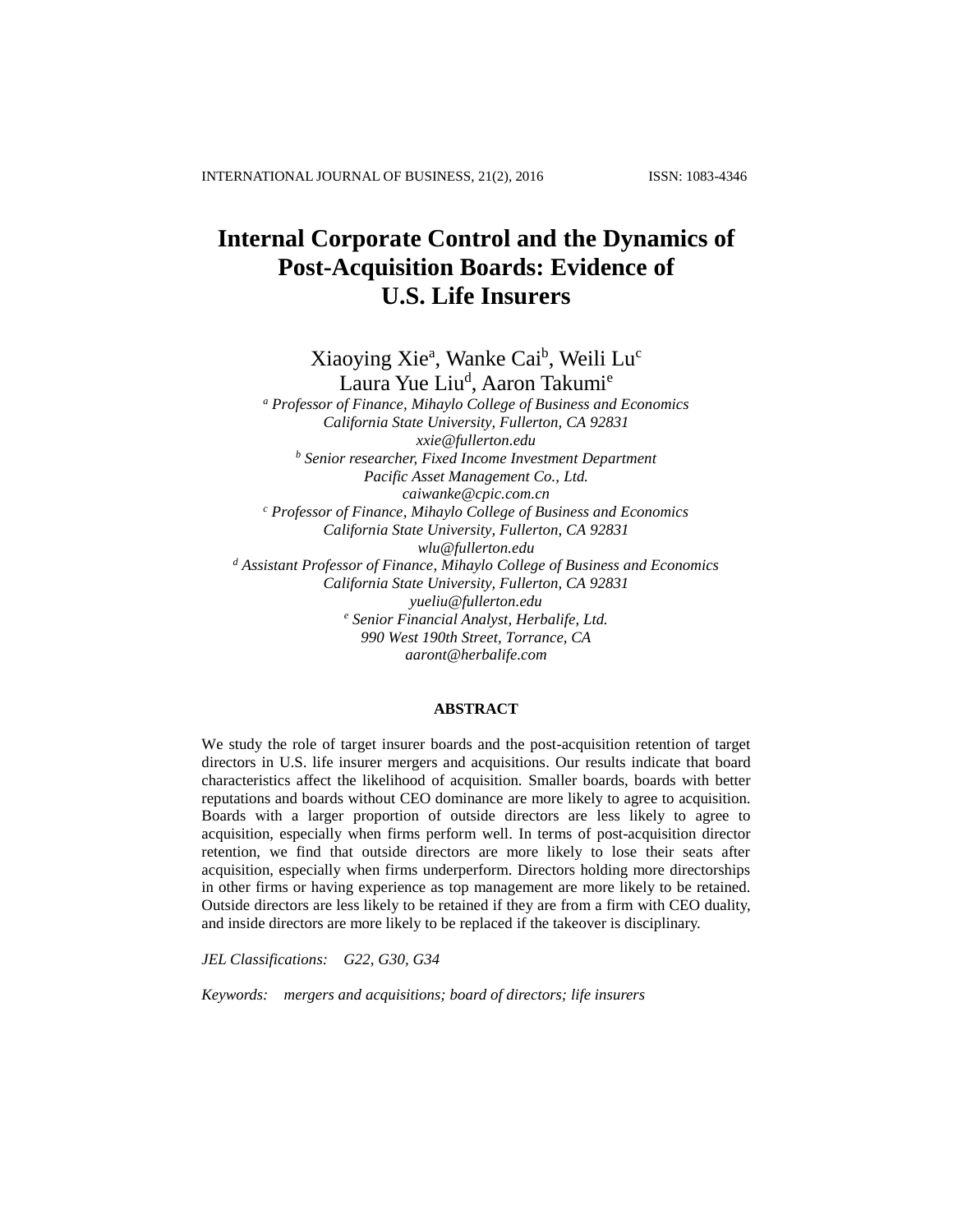# Internal Corporate Control and the Dynamics of Post-Acquisition Boards: Evidence of U.S. Life Insurers

Xiaoying Xie[a], Wanke Cai[b], Weili Lu[c]
Laura Yue Liu[d], Aaron Takumi[e]

[a] *Professor of Finance, Mihaylo College of Business and Economics*
*California State University, Fullerton, CA 92831*
*xxie@fullerton.edu*

[b] *Senior researcher, Fixed Income Investment Department*
*Pacific Asset Management Co., Ltd.*
*caiwanke@cpic.com.cn*

[c] *Professor of Finance, Mihaylo College of Business and Economics*
*California State University, Fullerton, CA 92831*
*wlu@fullerton.edu*

[d] *Assistant Professor of Finance, Mihaylo College of Business and Economics*
*California State University, Fullerton, CA 92831*
*yueliu@fullerton.edu*

[e] *Senior Financial Analyst, Herbalife, Ltd.*
*990 West 190th Street, Torrance, CA*
*aaront@herbalife.com*

## ABSTRACT

We study the role of target insurer boards and the post-acquisition retention of target directors in U.S. life insurer mergers and acquisitions. Our results indicate that board characteristics affect the likelihood of acquisition. Smaller boards, boards with better reputations and boards without CEO dominance are more likely to agree to acquisition. Boards with a larger proportion of outside directors are less likely to agree to acquisition, especially when firms perform well. In terms of post-acquisition director retention, we find that outside directors are more likely to lose their seats after acquisition, especially when firms underperform. Directors holding more directorships in other firms or having experience as top management are more likely to be retained. Outside directors are less likely to be retained if they are from a firm with CEO duality, and inside directors are more likely to be replaced if the takeover is disciplinary.

*JEL Classifications:* *G22, G30, G34*

*Keywords:* *mergers and acquisitions; board of directors; life insurers*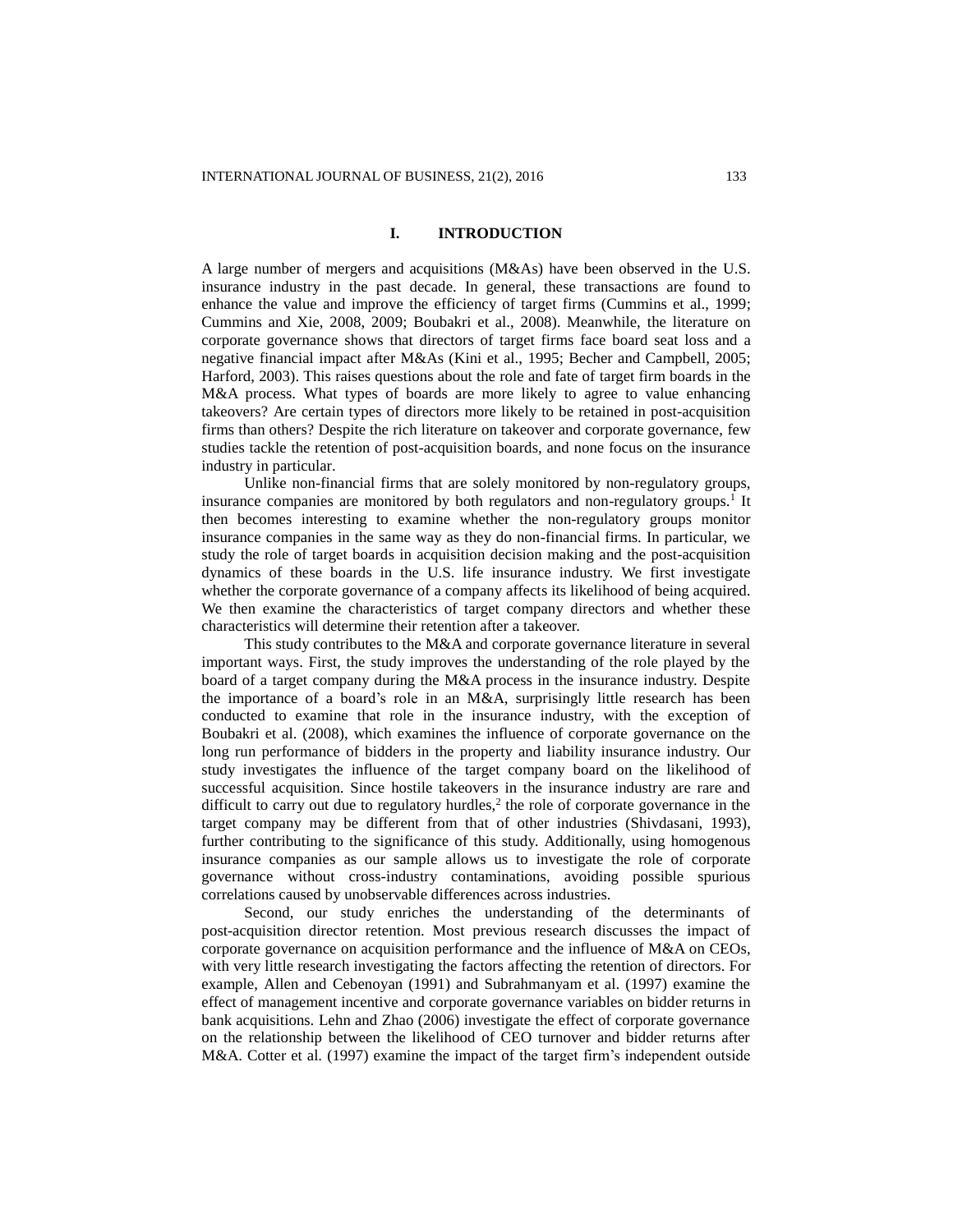## I. INTRODUCTION

A large number of mergers and acquisitions (M&As) have been observed in the U.S. insurance industry in the past decade. In general, these transactions are found to enhance the value and improve the efficiency of target firms (Cummins et al., 1999; Cummins and Xie, 2008, 2009; Boubakri et al., 2008). Meanwhile, the literature on corporate governance shows that directors of target firms face board seat loss and a negative financial impact after M&As (Kini et al., 1995; Becher and Campbell, 2005; Harford, 2003). This raises questions about the role and fate of target firm boards in the M&A process. What types of boards are more likely to agree to value enhancing takeovers? Are certain types of directors more likely to be retained in post-acquisition firms than others? Despite the rich literature on takeover and corporate governance, few studies tackle the retention of post-acquisition boards, and none focus on the insurance industry in particular.

Unlike non-financial firms that are solely monitored by non-regulatory groups, insurance companies are monitored by both regulators and non-regulatory groups.[1] It then becomes interesting to examine whether the non-regulatory groups monitor insurance companies in the same way as they do non-financial firms. In particular, we study the role of target boards in acquisition decision making and the post-acquisition dynamics of these boards in the U.S. life insurance industry. We first investigate whether the corporate governance of a company affects its likelihood of being acquired. We then examine the characteristics of target company directors and whether these characteristics will determine their retention after a takeover.

This study contributes to the M&A and corporate governance literature in several important ways. First, the study improves the understanding of the role played by the board of a target company during the M&A process in the insurance industry. Despite the importance of a board's role in an M&A, surprisingly little research has been conducted to examine that role in the insurance industry, with the exception of Boubakri et al. (2008), which examines the influence of corporate governance on the long run performance of bidders in the property and liability insurance industry. Our study investigates the influence of the target company board on the likelihood of successful acquisition. Since hostile takeovers in the insurance industry are rare and difficult to carry out due to regulatory hurdles,[2] the role of corporate governance in the target company may be different from that of other industries (Shivdasani, 1993), further contributing to the significance of this study. Additionally, using homogenous insurance companies as our sample allows us to investigate the role of corporate governance without cross-industry contaminations, avoiding possible spurious correlations caused by unobservable differences across industries.

Second, our study enriches the understanding of the determinants of post-acquisition director retention. Most previous research discusses the impact of corporate governance on acquisition performance and the influence of M&A on CEOs, with very little research investigating the factors affecting the retention of directors. For example, Allen and Cebenoyan (1991) and Subrahmanyam et al. (1997) examine the effect of management incentive and corporate governance variables on bidder returns in bank acquisitions. Lehn and Zhao (2006) investigate the effect of corporate governance on the relationship between the likelihood of CEO turnover and bidder returns after M&A. Cotter et al. (1997) examine the impact of the target firm's independent outside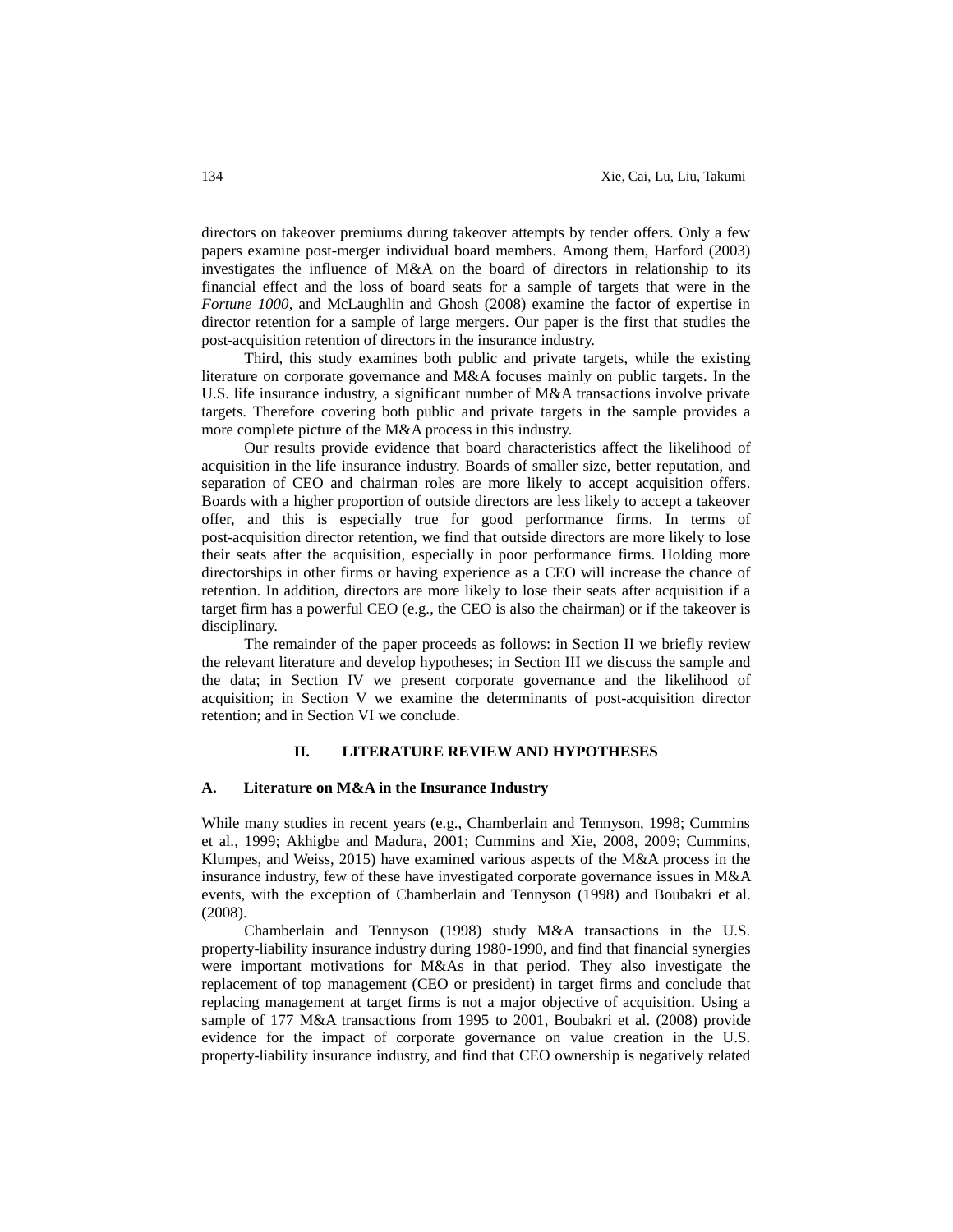directors on takeover premiums during takeover attempts by tender offers. Only a few papers examine post-merger individual board members. Among them, Harford (2003) investigates the influence of M&A on the board of directors in relationship to its financial effect and the loss of board seats for a sample of targets that were in the *Fortune 1000*, and McLaughlin and Ghosh (2008) examine the factor of expertise in director retention for a sample of large mergers. Our paper is the first that studies the post-acquisition retention of directors in the insurance industry.

Third, this study examines both public and private targets, while the existing literature on corporate governance and M&A focuses mainly on public targets. In the U.S. life insurance industry, a significant number of M&A transactions involve private targets. Therefore covering both public and private targets in the sample provides a more complete picture of the M&A process in this industry.

Our results provide evidence that board characteristics affect the likelihood of acquisition in the life insurance industry. Boards of smaller size, better reputation, and separation of CEO and chairman roles are more likely to accept acquisition offers. Boards with a higher proportion of outside directors are less likely to accept a takeover offer, and this is especially true for good performance firms. In terms of post-acquisition director retention, we find that outside directors are more likely to lose their seats after the acquisition, especially in poor performance firms. Holding more directorships in other firms or having experience as a CEO will increase the chance of retention. In addition, directors are more likely to lose their seats after acquisition if a target firm has a powerful CEO (e.g., the CEO is also the chairman) or if the takeover is disciplinary.

The remainder of the paper proceeds as follows: in Section II we briefly review the relevant literature and develop hypotheses; in Section III we discuss the sample and the data; in Section IV we present corporate governance and the likelihood of acquisition; in Section V we examine the determinants of post-acquisition director retention; and in Section VI we conclude.

## II. LITERATURE REVIEW AND HYPOTHESES

### A. Literature on M&A in the Insurance Industry

While many studies in recent years (e.g., Chamberlain and Tennyson, 1998; Cummins et al., 1999; Akhigbe and Madura, 2001; Cummins and Xie, 2008, 2009; Cummins, Klumpes, and Weiss, 2015) have examined various aspects of the M&A process in the insurance industry, few of these have investigated corporate governance issues in M&A events, with the exception of Chamberlain and Tennyson (1998) and Boubakri et al. (2008).

Chamberlain and Tennyson (1998) study M&A transactions in the U.S. property-liability insurance industry during 1980-1990, and find that financial synergies were important motivations for M&As in that period. They also investigate the replacement of top management (CEO or president) in target firms and conclude that replacing management at target firms is not a major objective of acquisition. Using a sample of 177 M&A transactions from 1995 to 2001, Boubakri et al. (2008) provide evidence for the impact of corporate governance on value creation in the U.S. property-liability insurance industry, and find that CEO ownership is negatively related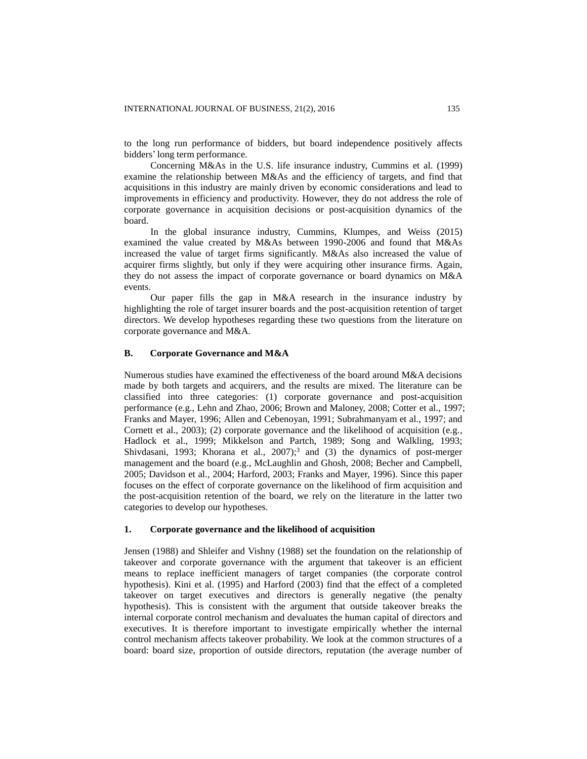to the long run performance of bidders, but board independence positively affects bidders' long term performance.

Concerning M&As in the U.S. life insurance industry, Cummins et al. (1999) examine the relationship between M&As and the efficiency of targets, and find that acquisitions in this industry are mainly driven by economic considerations and lead to improvements in efficiency and productivity. However, they do not address the role of corporate governance in acquisition decisions or post-acquisition dynamics of the board.

In the global insurance industry, Cummins, Klumpes, and Weiss (2015) examined the value created by M&As between 1990-2006 and found that M&As increased the value of target firms significantly. M&As also increased the value of acquirer firms slightly, but only if they were acquiring other insurance firms. Again, they do not assess the impact of corporate governance or board dynamics on M&A events.

Our paper fills the gap in M&A research in the insurance industry by highlighting the role of target insurer boards and the post-acquisition retention of target directors. We develop hypotheses regarding these two questions from the literature on corporate governance and M&A.

## B. Corporate Governance and M&A

Numerous studies have examined the effectiveness of the board around M&A decisions made by both targets and acquirers, and the results are mixed. The literature can be classified into three categories: (1) corporate governance and post-acquisition performance (e.g., Lehn and Zhao, 2006; Brown and Maloney, 2008; Cotter et al., 1997; Franks and Mayer, 1996; Allen and Cebenoyan, 1991; Subrahmanyam et al., 1997; and Cornett et al., 2003); (2) corporate governance and the likelihood of acquisition (e.g., Hadlock et al., 1999; Mikkelson and Partch, 1989; Song and Walkling, 1993; Shivdasani, 1993; Khorana et al., 2007);[3] and (3) the dynamics of post-merger management and the board (e.g., McLaughlin and Ghosh, 2008; Becher and Campbell, 2005; Davidson et al., 2004; Harford, 2003; Franks and Mayer, 1996). Since this paper focuses on the effect of corporate governance on the likelihood of firm acquisition and the post-acquisition retention of the board, we rely on the literature in the latter two categories to develop our hypotheses.

### 1. Corporate governance and the likelihood of acquisition

Jensen (1988) and Shleifer and Vishny (1988) set the foundation on the relationship of takeover and corporate governance with the argument that takeover is an efficient means to replace inefficient managers of target companies (the corporate control hypothesis). Kini et al. (1995) and Harford (2003) find that the effect of a completed takeover on target executives and directors is generally negative (the penalty hypothesis). This is consistent with the argument that outside takeover breaks the internal corporate control mechanism and devaluates the human capital of directors and executives. It is therefore important to investigate empirically whether the internal control mechanism affects takeover probability. We look at the common structures of a board: board size, proportion of outside directors, reputation (the average number of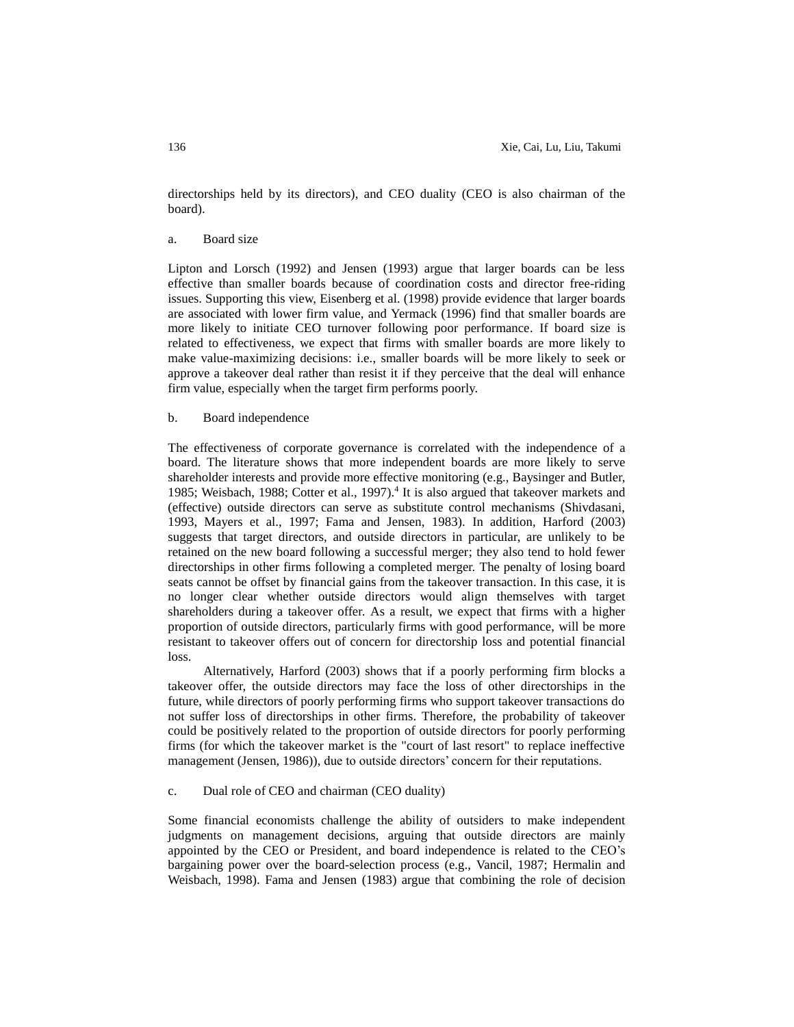directorships held by its directors), and CEO duality (CEO is also chairman of the board).

### a. Board size

Lipton and Lorsch (1992) and Jensen (1993) argue that larger boards can be less effective than smaller boards because of coordination costs and director free-riding issues. Supporting this view, Eisenberg et al. (1998) provide evidence that larger boards are associated with lower firm value, and Yermack (1996) find that smaller boards are more likely to initiate CEO turnover following poor performance. If board size is related to effectiveness, we expect that firms with smaller boards are more likely to make value-maximizing decisions: i.e., smaller boards will be more likely to seek or approve a takeover deal rather than resist it if they perceive that the deal will enhance firm value, especially when the target firm performs poorly.

### b. Board independence

The effectiveness of corporate governance is correlated with the independence of a board. The literature shows that more independent boards are more likely to serve shareholder interests and provide more effective monitoring (e.g., Baysinger and Butler, 1985; Weisbach, 1988; Cotter et al., 1997).[4] It is also argued that takeover markets and (effective) outside directors can serve as substitute control mechanisms (Shivdasani, 1993, Mayers et al., 1997; Fama and Jensen, 1983). In addition, Harford (2003) suggests that target directors, and outside directors in particular, are unlikely to be retained on the new board following a successful merger; they also tend to hold fewer directorships in other firms following a completed merger. The penalty of losing board seats cannot be offset by financial gains from the takeover transaction. In this case, it is no longer clear whether outside directors would align themselves with target shareholders during a takeover offer. As a result, we expect that firms with a higher proportion of outside directors, particularly firms with good performance, will be more resistant to takeover offers out of concern for directorship loss and potential financial loss.

Alternatively, Harford (2003) shows that if a poorly performing firm blocks a takeover offer, the outside directors may face the loss of other directorships in the future, while directors of poorly performing firms who support takeover transactions do not suffer loss of directorships in other firms. Therefore, the probability of takeover could be positively related to the proportion of outside directors for poorly performing firms (for which the takeover market is the "court of last resort" to replace ineffective management (Jensen, 1986)), due to outside directors' concern for their reputations.

### c. Dual role of CEO and chairman (CEO duality)

Some financial economists challenge the ability of outsiders to make independent judgments on management decisions, arguing that outside directors are mainly appointed by the CEO or President, and board independence is related to the CEO's bargaining power over the board-selection process (e.g., Vancil, 1987; Hermalin and Weisbach, 1998). Fama and Jensen (1983) argue that combining the role of decision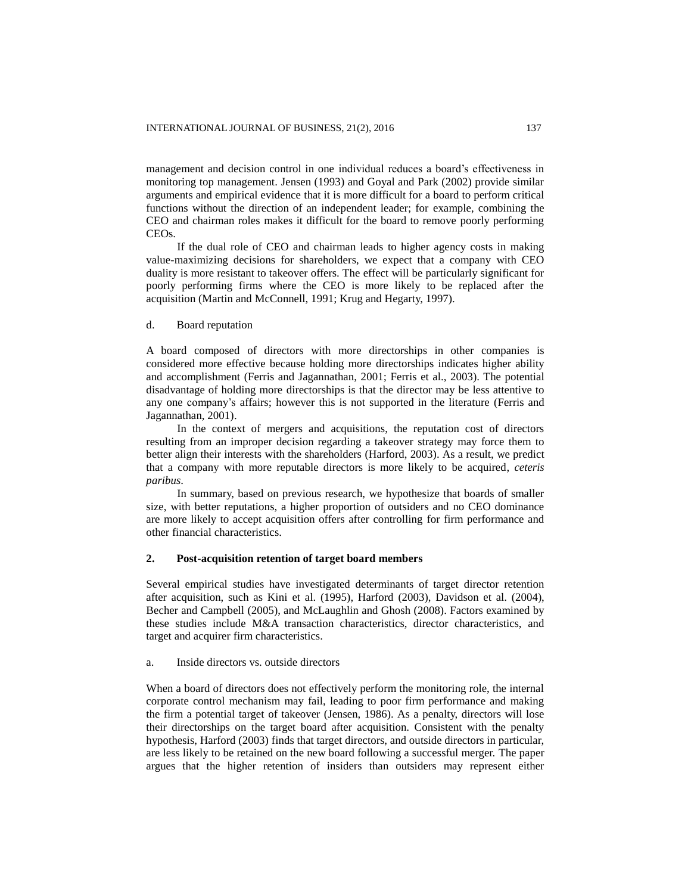management and decision control in one individual reduces a board's effectiveness in monitoring top management. Jensen (1993) and Goyal and Park (2002) provide similar arguments and empirical evidence that it is more difficult for a board to perform critical functions without the direction of an independent leader; for example, combining the CEO and chairman roles makes it difficult for the board to remove poorly performing CEOs.

If the dual role of CEO and chairman leads to higher agency costs in making value-maximizing decisions for shareholders, we expect that a company with CEO duality is more resistant to takeover offers. The effect will be particularly significant for poorly performing firms where the CEO is more likely to be replaced after the acquisition (Martin and McConnell, 1991; Krug and Hegarty, 1997).

d. Board reputation

A board composed of directors with more directorships in other companies is considered more effective because holding more directorships indicates higher ability and accomplishment (Ferris and Jagannathan, 2001; Ferris et al., 2003). The potential disadvantage of holding more directorships is that the director may be less attentive to any one company's affairs; however this is not supported in the literature (Ferris and Jagannathan, 2001).

In the context of mergers and acquisitions, the reputation cost of directors resulting from an improper decision regarding a takeover strategy may force them to better align their interests with the shareholders (Harford, 2003). As a result, we predict that a company with more reputable directors is more likely to be acquired, *ceteris paribus*.

In summary, based on previous research, we hypothesize that boards of smaller size, with better reputations, a higher proportion of outsiders and no CEO dominance are more likely to accept acquisition offers after controlling for firm performance and other financial characteristics.

## 2. Post-acquisition retention of target board members

Several empirical studies have investigated determinants of target director retention after acquisition, such as Kini et al. (1995), Harford (2003), Davidson et al. (2004), Becher and Campbell (2005), and McLaughlin and Ghosh (2008). Factors examined by these studies include M&A transaction characteristics, director characteristics, and target and acquirer firm characteristics.

a. Inside directors vs. outside directors

When a board of directors does not effectively perform the monitoring role, the internal corporate control mechanism may fail, leading to poor firm performance and making the firm a potential target of takeover (Jensen, 1986). As a penalty, directors will lose their directorships on the target board after acquisition. Consistent with the penalty hypothesis, Harford (2003) finds that target directors, and outside directors in particular, are less likely to be retained on the new board following a successful merger. The paper argues that the higher retention of insiders than outsiders may represent either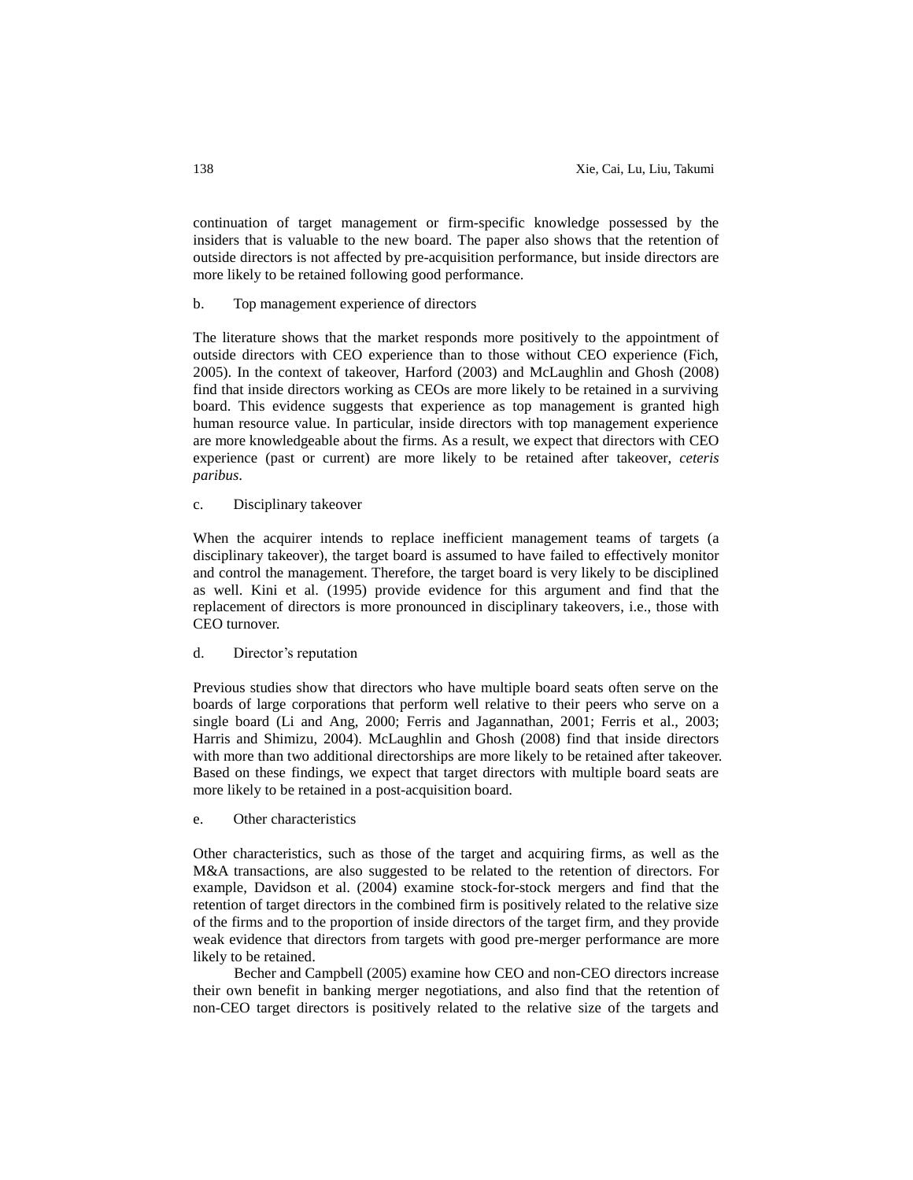continuation of target management or firm-specific knowledge possessed by the insiders that is valuable to the new board. The paper also shows that the retention of outside directors is not affected by pre-acquisition performance, but inside directors are more likely to be retained following good performance.

b. Top management experience of directors

The literature shows that the market responds more positively to the appointment of outside directors with CEO experience than to those without CEO experience (Fich, 2005). In the context of takeover, Harford (2003) and McLaughlin and Ghosh (2008) find that inside directors working as CEOs are more likely to be retained in a surviving board. This evidence suggests that experience as top management is granted high human resource value. In particular, inside directors with top management experience are more knowledgeable about the firms. As a result, we expect that directors with CEO experience (past or current) are more likely to be retained after takeover, *ceteris paribus*.

c. Disciplinary takeover

When the acquirer intends to replace inefficient management teams of targets (a disciplinary takeover), the target board is assumed to have failed to effectively monitor and control the management. Therefore, the target board is very likely to be disciplined as well. Kini et al. (1995) provide evidence for this argument and find that the replacement of directors is more pronounced in disciplinary takeovers, i.e., those with CEO turnover.

d. Director's reputation

Previous studies show that directors who have multiple board seats often serve on the boards of large corporations that perform well relative to their peers who serve on a single board (Li and Ang, 2000; Ferris and Jagannathan, 2001; Ferris et al., 2003; Harris and Shimizu, 2004). McLaughlin and Ghosh (2008) find that inside directors with more than two additional directorships are more likely to be retained after takeover. Based on these findings, we expect that target directors with multiple board seats are more likely to be retained in a post-acquisition board.

e. Other characteristics

Other characteristics, such as those of the target and acquiring firms, as well as the M&A transactions, are also suggested to be related to the retention of directors. For example, Davidson et al. (2004) examine stock-for-stock mergers and find that the retention of target directors in the combined firm is positively related to the relative size of the firms and to the proportion of inside directors of the target firm, and they provide weak evidence that directors from targets with good pre-merger performance are more likely to be retained.

Becher and Campbell (2005) examine how CEO and non-CEO directors increase their own benefit in banking merger negotiations, and also find that the retention of non-CEO target directors is positively related to the relative size of the targets and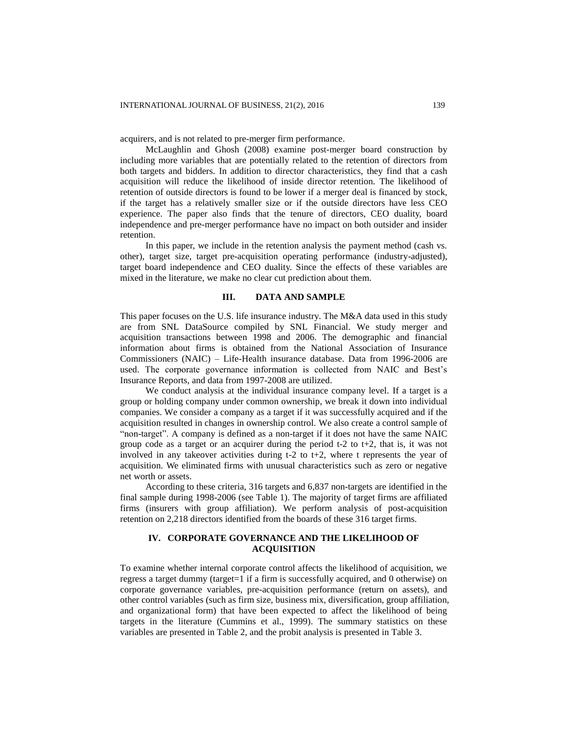acquirers, and is not related to pre-merger firm performance.

McLaughlin and Ghosh (2008) examine post-merger board construction by including more variables that are potentially related to the retention of directors from both targets and bidders. In addition to director characteristics, they find that a cash acquisition will reduce the likelihood of inside director retention. The likelihood of retention of outside directors is found to be lower if a merger deal is financed by stock, if the target has a relatively smaller size or if the outside directors have less CEO experience. The paper also finds that the tenure of directors, CEO duality, board independence and pre-merger performance have no impact on both outsider and insider retention.

In this paper, we include in the retention analysis the payment method (cash vs. other), target size, target pre-acquisition operating performance (industry-adjusted), target board independence and CEO duality. Since the effects of these variables are mixed in the literature, we make no clear cut prediction about them.

## III. DATA AND SAMPLE

This paper focuses on the U.S. life insurance industry. The M&A data used in this study are from SNL DataSource compiled by SNL Financial. We study merger and acquisition transactions between 1998 and 2006. The demographic and financial information about firms is obtained from the National Association of Insurance Commissioners (NAIC) – Life-Health insurance database. Data from 1996-2006 are used. The corporate governance information is collected from NAIC and Best's Insurance Reports, and data from 1997-2008 are utilized.

We conduct analysis at the individual insurance company level. If a target is a group or holding company under common ownership, we break it down into individual companies. We consider a company as a target if it was successfully acquired and if the acquisition resulted in changes in ownership control. We also create a control sample of "non-target". A company is defined as a non-target if it does not have the same NAIC group code as a target or an acquirer during the period t-2 to t+2, that is, it was not involved in any takeover activities during t-2 to t+2, where t represents the year of acquisition. We eliminated firms with unusual characteristics such as zero or negative net worth or assets.

According to these criteria, 316 targets and 6,837 non-targets are identified in the final sample during 1998-2006 (see Table 1). The majority of target firms are affiliated firms (insurers with group affiliation). We perform analysis of post-acquisition retention on 2,218 directors identified from the boards of these 316 target firms.

## IV. CORPORATE GOVERNANCE AND THE LIKELIHOOD OF ACQUISITION

To examine whether internal corporate control affects the likelihood of acquisition, we regress a target dummy (target=1 if a firm is successfully acquired, and 0 otherwise) on corporate governance variables, pre-acquisition performance (return on assets), and other control variables (such as firm size, business mix, diversification, group affiliation, and organizational form) that have been expected to affect the likelihood of being targets in the literature (Cummins et al., 1999). The summary statistics on these variables are presented in Table 2, and the probit analysis is presented in Table 3.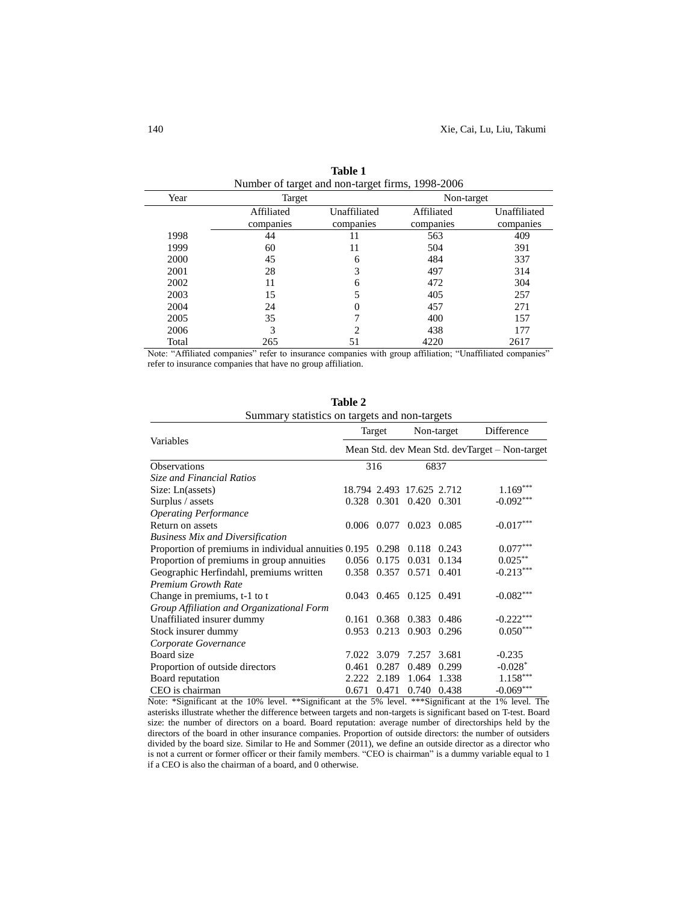**Table 1**

Number of target and non-target firms, 1998-2006

| Year | Target | | Non-target | |
|---|---|---|---|---|
| | Affiliated companies | Unaffiliated companies | Affiliated companies | Unaffiliated companies |
| 1998 | 44 | 11 | 563 | 409 |
| 1999 | 60 | 11 | 504 | 391 |
| 2000 | 45 | 6 | 484 | 337 |
| 2001 | 28 | 3 | 497 | 314 |
| 2002 | 11 | 6 | 472 | 304 |
| 2003 | 15 | 5 | 405 | 257 |
| 2004 | 24 | 0 | 457 | 271 |
| 2005 | 35 | 7 | 400 | 157 |
| 2006 | 3 | 2 | 438 | 177 |
| Total | 265 | 51 | 4220 | 2617 |

Note: “Affiliated companies” refer to insurance companies with group affiliation; “Unaffiliated companies” refer to insurance companies that have no group affiliation.

**Table 2**

Summary statistics on targets and non-targets

| Variables | Target | | Non-target | | Difference |
|---|---|---|---|---|---|
| | Mean | Std. dev | Mean | Std. dev | Target – Non-target |
| Observations | 316 | | 6837 | | |
| *Size and Financial Ratios* | | | | | |
| Size: Ln(assets) | 18.794 | 2.493 | 17.625 | 2.712 | 1.169*** |
| Surplus / assets | 0.328 | 0.301 | 0.420 | 0.301 | -0.092*** |
| *Operating Performance* | | | | | |
| Return on assets | 0.006 | 0.077 | 0.023 | 0.085 | -0.017*** |
| *Business Mix and Diversification* | | | | | |
| Proportion of premiums in individual annuities | 0.195 | 0.298 | 0.118 | 0.243 | 0.077*** |
| Proportion of premiums in group annuities | 0.056 | 0.175 | 0.031 | 0.134 | 0.025** |
| Geographic Herfindahl, premiums written | 0.358 | 0.357 | 0.571 | 0.401 | -0.213*** |
| *Premium Growth Rate* | | | | | |
| Change in premiums, t-1 to t | 0.043 | 0.465 | 0.125 | 0.491 | -0.082*** |
| *Group Affiliation and Organizational Form* | | | | | |
| Unaffiliated insurer dummy | 0.161 | 0.368 | 0.383 | 0.486 | -0.222*** |
| Stock insurer dummy | 0.953 | 0.213 | 0.903 | 0.296 | 0.050*** |
| *Corporate Governance* | | | | | |
| Board size | 7.022 | 3.079 | 7.257 | 3.681 | -0.235 |
| Proportion of outside directors | 0.461 | 0.287 | 0.489 | 0.299 | -0.028* |
| Board reputation | 2.222 | 2.189 | 1.064 | 1.338 | 1.158*** |
| CEO is chairman | 0.671 | 0.471 | 0.740 | 0.438 | -0.069*** |

Note: *Significant at the 10% level. **Significant at the 5% level. ***Significant at the 1% level. The asterisks illustrate whether the difference between targets and non-targets is significant based on T-test. Board size: the number of directors on a board. Board reputation: average number of directorships held by the directors of the board in other insurance companies. Proportion of outside directors: the number of outsiders divided by the board size. Similar to He and Sommer (2011), we define an outside director as a director who is not a current or former officer or their family members. “CEO is chairman” is a dummy variable equal to 1 if a CEO is also the chairman of a board, and 0 otherwise.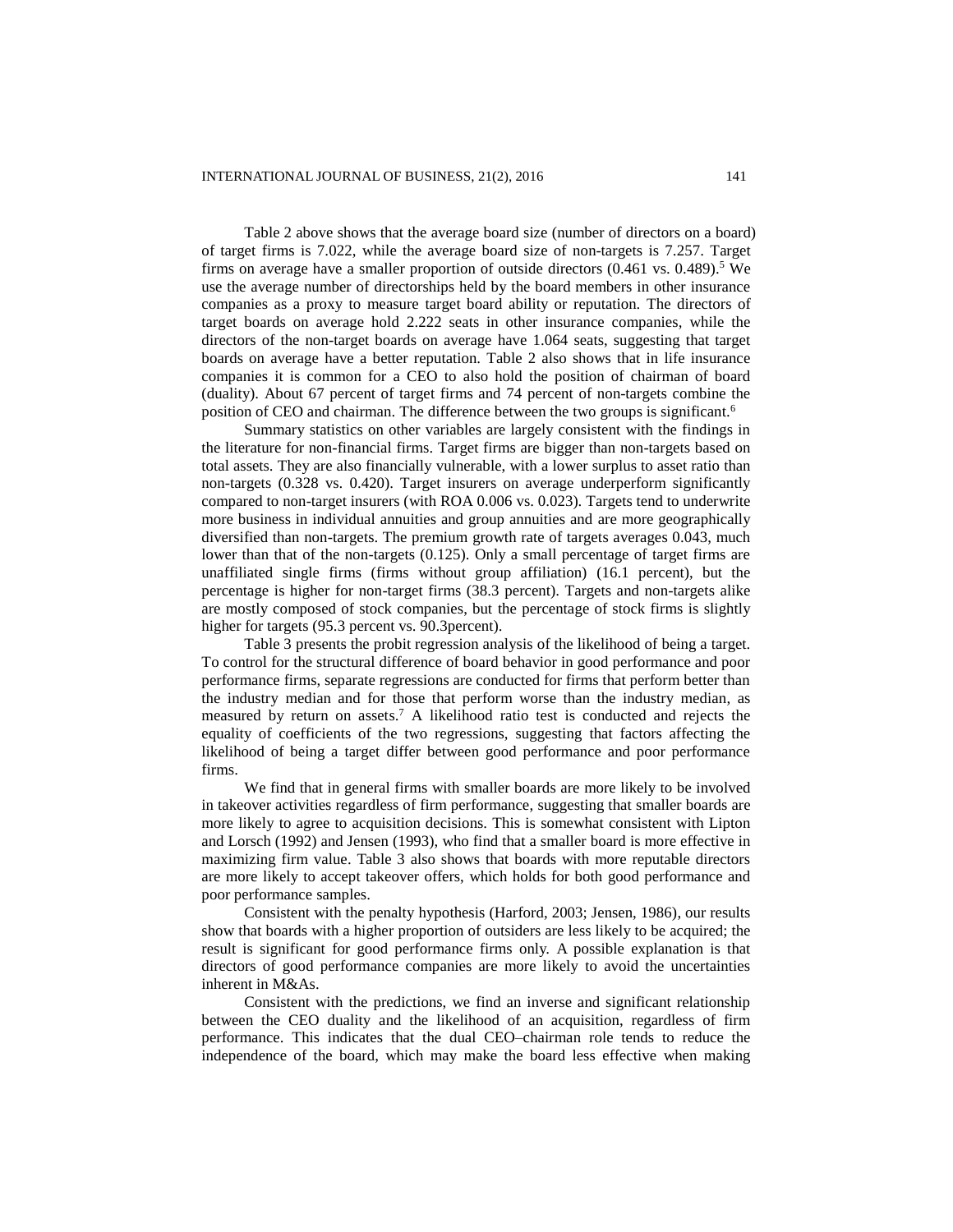Table 2 above shows that the average board size (number of directors on a board) of target firms is 7.022, while the average board size of non-targets is 7.257. Target firms on average have a smaller proportion of outside directors (0.461 vs. 0.489).[5] We use the average number of directorships held by the board members in other insurance companies as a proxy to measure target board ability or reputation. The directors of target boards on average hold 2.222 seats in other insurance companies, while the directors of the non-target boards on average have 1.064 seats, suggesting that target boards on average have a better reputation. Table 2 also shows that in life insurance companies it is common for a CEO to also hold the position of chairman of board (duality). About 67 percent of target firms and 74 percent of non-targets combine the position of CEO and chairman. The difference between the two groups is significant.[6]

Summary statistics on other variables are largely consistent with the findings in the literature for non-financial firms. Target firms are bigger than non-targets based on total assets. They are also financially vulnerable, with a lower surplus to asset ratio than non-targets (0.328 vs. 0.420). Target insurers on average underperform significantly compared to non-target insurers (with ROA 0.006 vs. 0.023). Targets tend to underwrite more business in individual annuities and group annuities and are more geographically diversified than non-targets. The premium growth rate of targets averages 0.043, much lower than that of the non-targets (0.125). Only a small percentage of target firms are unaffiliated single firms (firms without group affiliation) (16.1 percent), but the percentage is higher for non-target firms (38.3 percent). Targets and non-targets alike are mostly composed of stock companies, but the percentage of stock firms is slightly higher for targets (95.3 percent vs. 90.3percent).

Table 3 presents the probit regression analysis of the likelihood of being a target. To control for the structural difference of board behavior in good performance and poor performance firms, separate regressions are conducted for firms that perform better than the industry median and for those that perform worse than the industry median, as measured by return on assets.[7] A likelihood ratio test is conducted and rejects the equality of coefficients of the two regressions, suggesting that factors affecting the likelihood of being a target differ between good performance and poor performance firms.

We find that in general firms with smaller boards are more likely to be involved in takeover activities regardless of firm performance, suggesting that smaller boards are more likely to agree to acquisition decisions. This is somewhat consistent with Lipton and Lorsch (1992) and Jensen (1993), who find that a smaller board is more effective in maximizing firm value. Table 3 also shows that boards with more reputable directors are more likely to accept takeover offers, which holds for both good performance and poor performance samples.

Consistent with the penalty hypothesis (Harford, 2003; Jensen, 1986), our results show that boards with a higher proportion of outsiders are less likely to be acquired; the result is significant for good performance firms only. A possible explanation is that directors of good performance companies are more likely to avoid the uncertainties inherent in M&As.

Consistent with the predictions, we find an inverse and significant relationship between the CEO duality and the likelihood of an acquisition, regardless of firm performance. This indicates that the dual CEO–chairman role tends to reduce the independence of the board, which may make the board less effective when making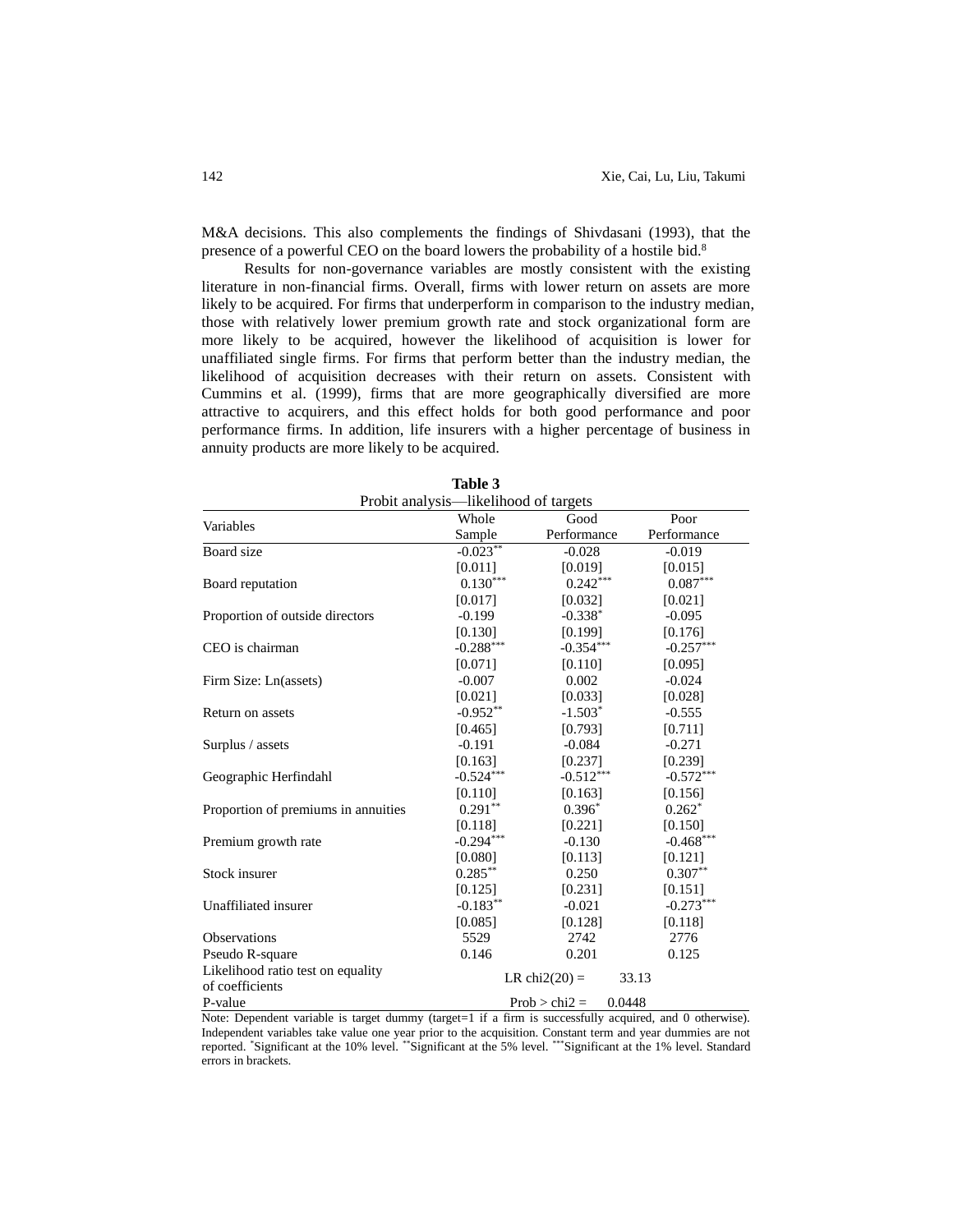M&A decisions. This also complements the findings of Shivdasani (1993), that the presence of a powerful CEO on the board lowers the probability of a hostile bid.[8]

Results for non-governance variables are mostly consistent with the existing literature in non-financial firms. Overall, firms with lower return on assets are more likely to be acquired. For firms that underperform in comparison to the industry median, those with relatively lower premium growth rate and stock organizational form are more likely to be acquired, however the likelihood of acquisition is lower for unaffiliated single firms. For firms that perform better than the industry median, the likelihood of acquisition decreases with their return on assets. Consistent with Cummins et al. (1999), firms that are more geographically diversified are more attractive to acquirers, and this effect holds for both good performance and poor performance firms. In addition, life insurers with a higher percentage of business in annuity products are more likely to be acquired.

**Table 3**

Probit analysis—likelihood of targets

| Variables | Whole Sample | Good Performance | Poor Performance |
|---|---|---|---|
| Board size | -0.023** | -0.028 | -0.019 |
| | [0.011] | [0.019] | [0.015] |
| Board reputation | 0.130*** | 0.242*** | 0.087*** |
| | [0.017] | [0.032] | [0.021] |
| Proportion of outside directors | -0.199 | -0.338* | -0.095 |
| | [0.130] | [0.199] | [0.176] |
| CEO is chairman | -0.288*** | -0.354*** | -0.257*** |
| | [0.071] | [0.110] | [0.095] |
| Firm Size: Ln(assets) | -0.007 | 0.002 | -0.024 |
| | [0.021] | [0.033] | [0.028] |
| Return on assets | -0.952** | -1.503* | -0.555 |
| | [0.465] | [0.793] | [0.711] |
| Surplus / assets | -0.191 | -0.084 | -0.271 |
| | [0.163] | [0.237] | [0.239] |
| Geographic Herfindahl | -0.524*** | -0.512*** | -0.572*** |
| | [0.110] | [0.163] | [0.156] |
| Proportion of premiums in annuities | 0.291** | 0.396* | 0.262* |
| | [0.118] | [0.221] | [0.150] |
| Premium growth rate | -0.294*** | -0.130 | -0.468*** |
| | [0.080] | [0.113] | [0.121] |
| Stock insurer | 0.285** | 0.250 | 0.307** |
| | [0.125] | [0.231] | [0.151] |
| Unaffiliated insurer | -0.183** | -0.021 | -0.273*** |
| | [0.085] | [0.128] | [0.118] |
| Observations | 5529 | 2742 | 2776 |
| Pseudo R-square | 0.146 | 0.201 | 0.125 |
| Likelihood ratio test on equality of coefficients | LR chi2(20) = 33.13 | | |
| P-value | Prob > chi2 = 0.0448 | | |

Note: Dependent variable is target dummy (target=1 if a firm is successfully acquired, and 0 otherwise). Independent variables take value one year prior to the acquisition. Constant term and year dummies are not reported. *Significant at the 10% level. **Significant at the 5% level. ***Significant at the 1% level. Standard errors in brackets.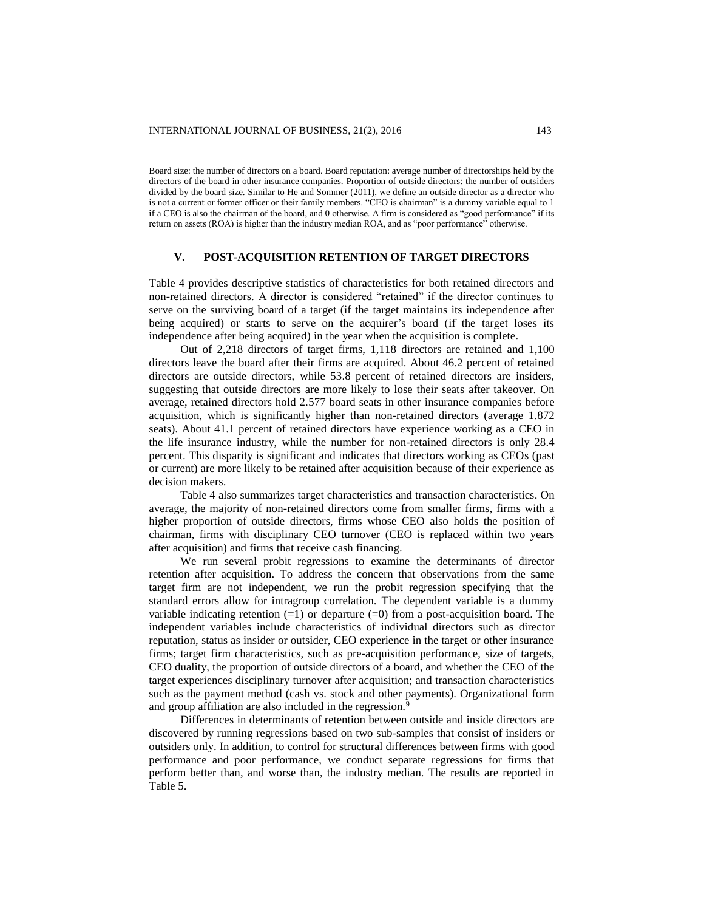Board size: the number of directors on a board. Board reputation: average number of directorships held by the directors of the board in other insurance companies. Proportion of outside directors: the number of outsiders divided by the board size. Similar to He and Sommer (2011), we define an outside director as a director who is not a current or former officer or their family members. "CEO is chairman" is a dummy variable equal to 1 if a CEO is also the chairman of the board, and 0 otherwise. A firm is considered as "good performance" if its return on assets (ROA) is higher than the industry median ROA, and as "poor performance" otherwise.

## V. POST-ACQUISITION RETENTION OF TARGET DIRECTORS

Table 4 provides descriptive statistics of characteristics for both retained directors and non-retained directors. A director is considered "retained" if the director continues to serve on the surviving board of a target (if the target maintains its independence after being acquired) or starts to serve on the acquirer's board (if the target loses its independence after being acquired) in the year when the acquisition is complete.

Out of 2,218 directors of target firms, 1,118 directors are retained and 1,100 directors leave the board after their firms are acquired. About 46.2 percent of retained directors are outside directors, while 53.8 percent of retained directors are insiders, suggesting that outside directors are more likely to lose their seats after takeover. On average, retained directors hold 2.577 board seats in other insurance companies before acquisition, which is significantly higher than non-retained directors (average 1.872 seats). About 41.1 percent of retained directors have experience working as a CEO in the life insurance industry, while the number for non-retained directors is only 28.4 percent. This disparity is significant and indicates that directors working as CEOs (past or current) are more likely to be retained after acquisition because of their experience as decision makers.

Table 4 also summarizes target characteristics and transaction characteristics. On average, the majority of non-retained directors come from smaller firms, firms with a higher proportion of outside directors, firms whose CEO also holds the position of chairman, firms with disciplinary CEO turnover (CEO is replaced within two years after acquisition) and firms that receive cash financing.

We run several probit regressions to examine the determinants of director retention after acquisition. To address the concern that observations from the same target firm are not independent, we run the probit regression specifying that the standard errors allow for intragroup correlation. The dependent variable is a dummy variable indicating retention (=1) or departure (=0) from a post-acquisition board. The independent variables include characteristics of individual directors such as director reputation, status as insider or outsider, CEO experience in the target or other insurance firms; target firm characteristics, such as pre-acquisition performance, size of targets, CEO duality, the proportion of outside directors of a board, and whether the CEO of the target experiences disciplinary turnover after acquisition; and transaction characteristics such as the payment method (cash vs. stock and other payments). Organizational form and group affiliation are also included in the regression.[9]

Differences in determinants of retention between outside and inside directors are discovered by running regressions based on two sub-samples that consist of insiders or outsiders only. In addition, to control for structural differences between firms with good performance and poor performance, we conduct separate regressions for firms that perform better than, and worse than, the industry median. The results are reported in Table 5.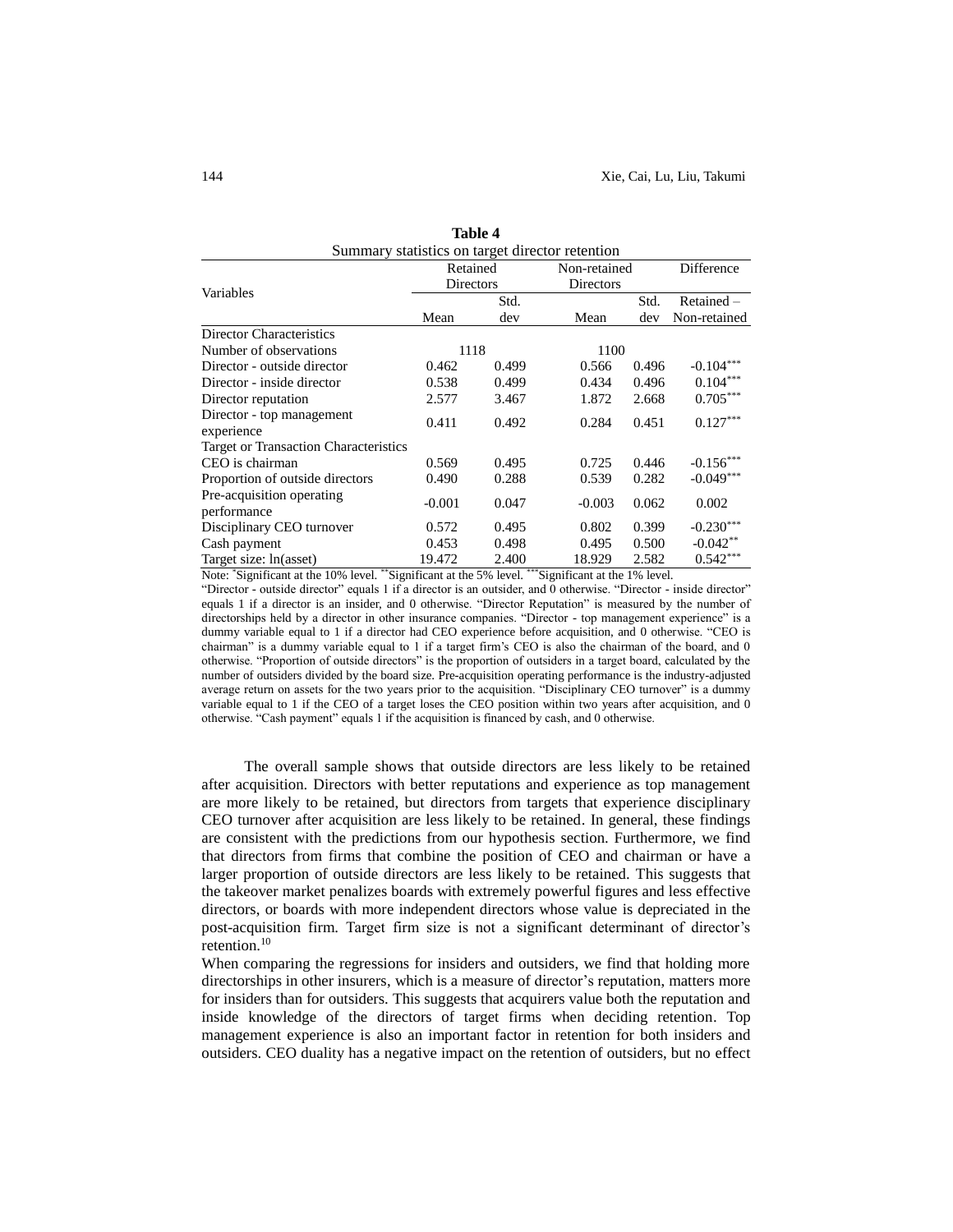**Table 4**

Summary statistics on target director retention

| Variables | Retained Directors | | Non-retained Directors | | Difference |
|---|---|---|---|---|---|
| | Mean | Std. dev | Mean | Std. dev | Retained – Non-retained |
| Director Characteristics | | | | | |
| Number of observations | 1118 | | 1100 | | |
| Director - outside director | 0.462 | 0.499 | 0.566 | 0.496 | -0.104*** |
| Director - inside director | 0.538 | 0.499 | 0.434 | 0.496 | 0.104*** |
| Director reputation | 2.577 | 3.467 | 1.872 | 2.668 | 0.705*** |
| Director - top management experience | 0.411 | 0.492 | 0.284 | 0.451 | 0.127*** |
| Target or Transaction Characteristics | | | | | |
| CEO is chairman | 0.569 | 0.495 | 0.725 | 0.446 | -0.156*** |
| Proportion of outside directors | 0.490 | 0.288 | 0.539 | 0.282 | -0.049*** |
| Pre-acquisition operating performance | -0.001 | 0.047 | -0.003 | 0.062 | 0.002 |
| Disciplinary CEO turnover | 0.572 | 0.495 | 0.802 | 0.399 | -0.230*** |
| Cash payment | 0.453 | 0.498 | 0.495 | 0.500 | -0.042** |
| Target size: ln(asset) | 19.472 | 2.400 | 18.929 | 2.582 | 0.542*** |

Note: *Significant at the 10% level. **Significant at the 5% level. ***Significant at the 1% level.

"Director - outside director" equals 1 if a director is an outsider, and 0 otherwise. "Director - inside director" equals 1 if a director is an insider, and 0 otherwise. "Director Reputation" is measured by the number of directorships held by a director in other insurance companies. "Director - top management experience" is a dummy variable equal to 1 if a director had CEO experience before acquisition, and 0 otherwise. "CEO is chairman" is a dummy variable equal to 1 if a target firm's CEO is also the chairman of the board, and 0 otherwise. "Proportion of outside directors" is the proportion of outsiders in a target board, calculated by the number of outsiders divided by the board size. Pre-acquisition operating performance is the industry-adjusted average return on assets for the two years prior to the acquisition. "Disciplinary CEO turnover" is a dummy variable equal to 1 if the CEO of a target loses the CEO position within two years after acquisition, and 0 otherwise. "Cash payment" equals 1 if the acquisition is financed by cash, and 0 otherwise.

The overall sample shows that outside directors are less likely to be retained after acquisition. Directors with better reputations and experience as top management are more likely to be retained, but directors from targets that experience disciplinary CEO turnover after acquisition are less likely to be retained. In general, these findings are consistent with the predictions from our hypothesis section. Furthermore, we find that directors from firms that combine the position of CEO and chairman or have a larger proportion of outside directors are less likely to be retained. This suggests that the takeover market penalizes boards with extremely powerful figures and less effective directors, or boards with more independent directors whose value is depreciated in the post-acquisition firm. Target firm size is not a significant determinant of director's retention.[10]

When comparing the regressions for insiders and outsiders, we find that holding more directorships in other insurers, which is a measure of director's reputation, matters more for insiders than for outsiders. This suggests that acquirers value both the reputation and inside knowledge of the directors of target firms when deciding retention. Top management experience is also an important factor in retention for both insiders and outsiders. CEO duality has a negative impact on the retention of outsiders, but no effect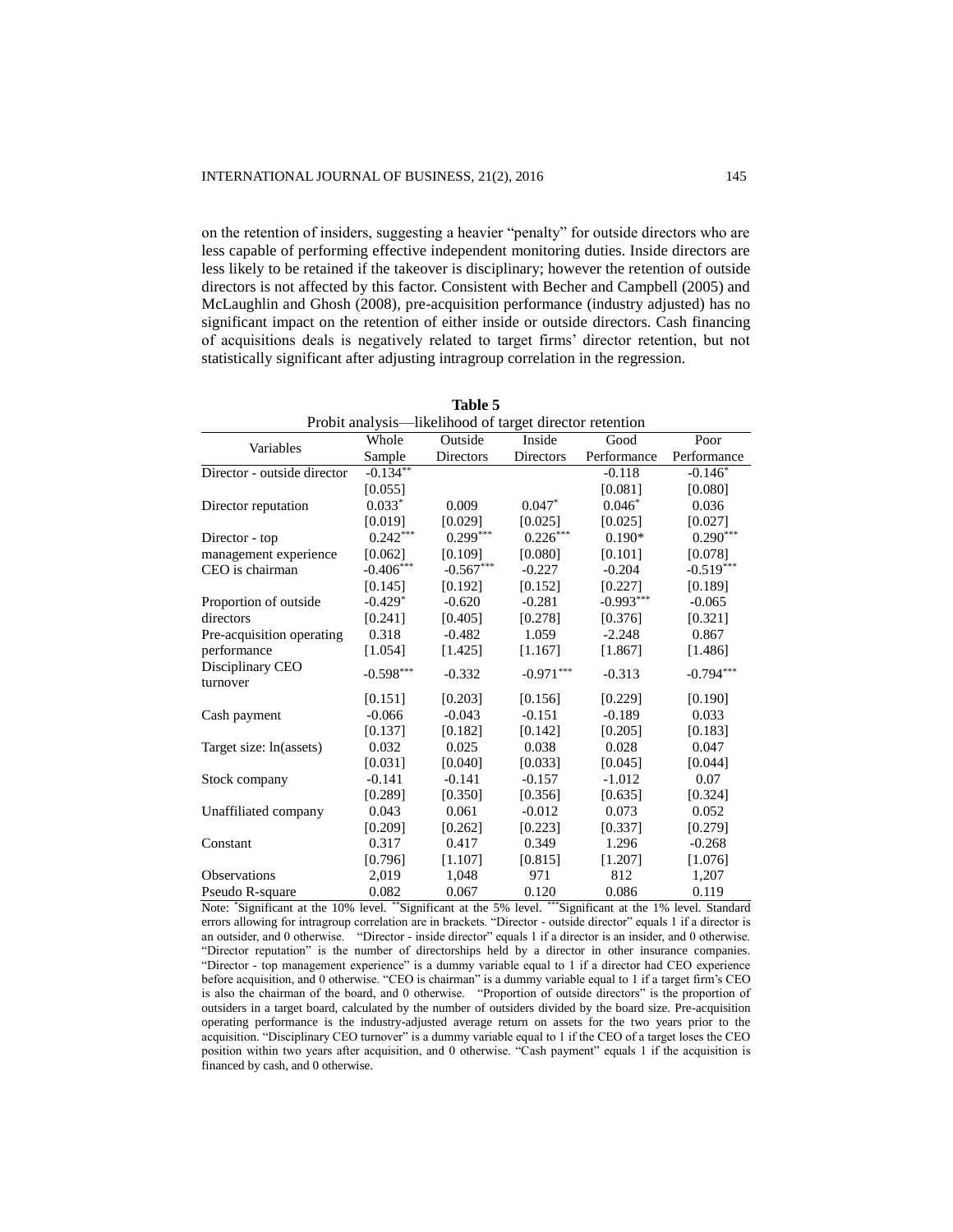on the retention of insiders, suggesting a heavier "penalty" for outside directors who are less capable of performing effective independent monitoring duties. Inside directors are less likely to be retained if the takeover is disciplinary; however the retention of outside directors is not affected by this factor. Consistent with Becher and Campbell (2005) and McLaughlin and Ghosh (2008), pre-acquisition performance (industry adjusted) has no significant impact on the retention of either inside or outside directors. Cash financing of acquisitions deals is negatively related to target firms' director retention, but not statistically significant after adjusting intragroup correlation in the regression.

**Table 5**
Probit analysis—likelihood of target director retention

| Variables | Whole Sample | Outside Directors | Inside Directors | Good Performance | Poor Performance |
|---|---|---|---|---|---|
| Director - outside director | $-0.134^{**}$ | | | $-0.118$ | $-0.146^{*}$ |
| | [0.055] | | | [0.081] | [0.080] |
| Director reputation | $0.033^{*}$ | 0.009 | $0.047^{*}$ | $0.046^{*}$ | 0.036 |
| | [0.019] | [0.029] | [0.025] | [0.025] | [0.027] |
| Director - top management experience | $0.242^{***}$ | $0.299^{***}$ | $0.226^{***}$ | 0.190* | $0.290^{***}$ |
| | [0.062] | [0.109] | [0.080] | [0.101] | [0.078] |
| CEO is chairman | $-0.406^{***}$ | $-0.567^{***}$ | $-0.227$ | $-0.204$ | $-0.519^{***}$ |
| | [0.145] | [0.192] | [0.152] | [0.227] | [0.189] |
| Proportion of outside directors | $-0.429^{*}$ | $-0.620$ | $-0.281$ | $-0.993^{***}$ | $-0.065$ |
| | [0.241] | [0.405] | [0.278] | [0.376] | [0.321] |
| Pre-acquisition operating performance | 0.318 | $-0.482$ | 1.059 | $-2.248$ | 0.867 |
| | [1.054] | [1.425] | [1.167] | [1.867] | [1.486] |
| Disciplinary CEO turnover | $-0.598^{***}$ | $-0.332$ | $-0.971^{***}$ | $-0.313$ | $-0.794^{***}$ |
| | [0.151] | [0.203] | [0.156] | [0.229] | [0.190] |
| Cash payment | $-0.066$ | $-0.043$ | $-0.151$ | $-0.189$ | 0.033 |
| | [0.137] | [0.182] | [0.142] | [0.205] | [0.183] |
| Target size: ln(assets) | 0.032 | 0.025 | 0.038 | 0.028 | 0.047 |
| | [0.031] | [0.040] | [0.033] | [0.045] | [0.044] |
| Stock company | $-0.141$ | $-0.141$ | $-0.157$ | $-1.012$ | 0.07 |
| | [0.289] | [0.350] | [0.356] | [0.635] | [0.324] |
| Unaffiliated company | 0.043 | 0.061 | $-0.012$ | 0.073 | 0.052 |
| | [0.209] | [0.262] | [0.223] | [0.337] | [0.279] |
| Constant | 0.317 | 0.417 | 0.349 | 1.296 | $-0.268$ |
| | [0.796] | [1.107] | [0.815] | [1.207] | [1.076] |
| Observations | 2,019 | 1,048 | 971 | 812 | 1,207 |
| Pseudo R-square | 0.082 | 0.067 | 0.120 | 0.086 | 0.119 |

Note: *Significant at the 10% level. **Significant at the 5% level. ***Significant at the 1% level. Standard errors allowing for intragroup correlation are in brackets. "Director - outside director" equals 1 if a director is an outsider, and 0 otherwise. "Director - inside director" equals 1 if a director is an insider, and 0 otherwise. "Director reputation" is the number of directorships held by a director in other insurance companies. "Director - top management experience" is a dummy variable equal to 1 if a director had CEO experience before acquisition, and 0 otherwise. "CEO is chairman" is a dummy variable equal to 1 if a target firm's CEO is also the chairman of the board, and 0 otherwise. "Proportion of outside directors" is the proportion of outsiders in a target board, calculated by the number of outsiders divided by the board size. Pre-acquisition operating performance is the industry-adjusted average return on assets for the two years prior to the acquisition. "Disciplinary CEO turnover" is a dummy variable equal to 1 if the CEO of a target loses the CEO position within two years after acquisition, and 0 otherwise. "Cash payment" equals 1 if the acquisition is financed by cash, and 0 otherwise.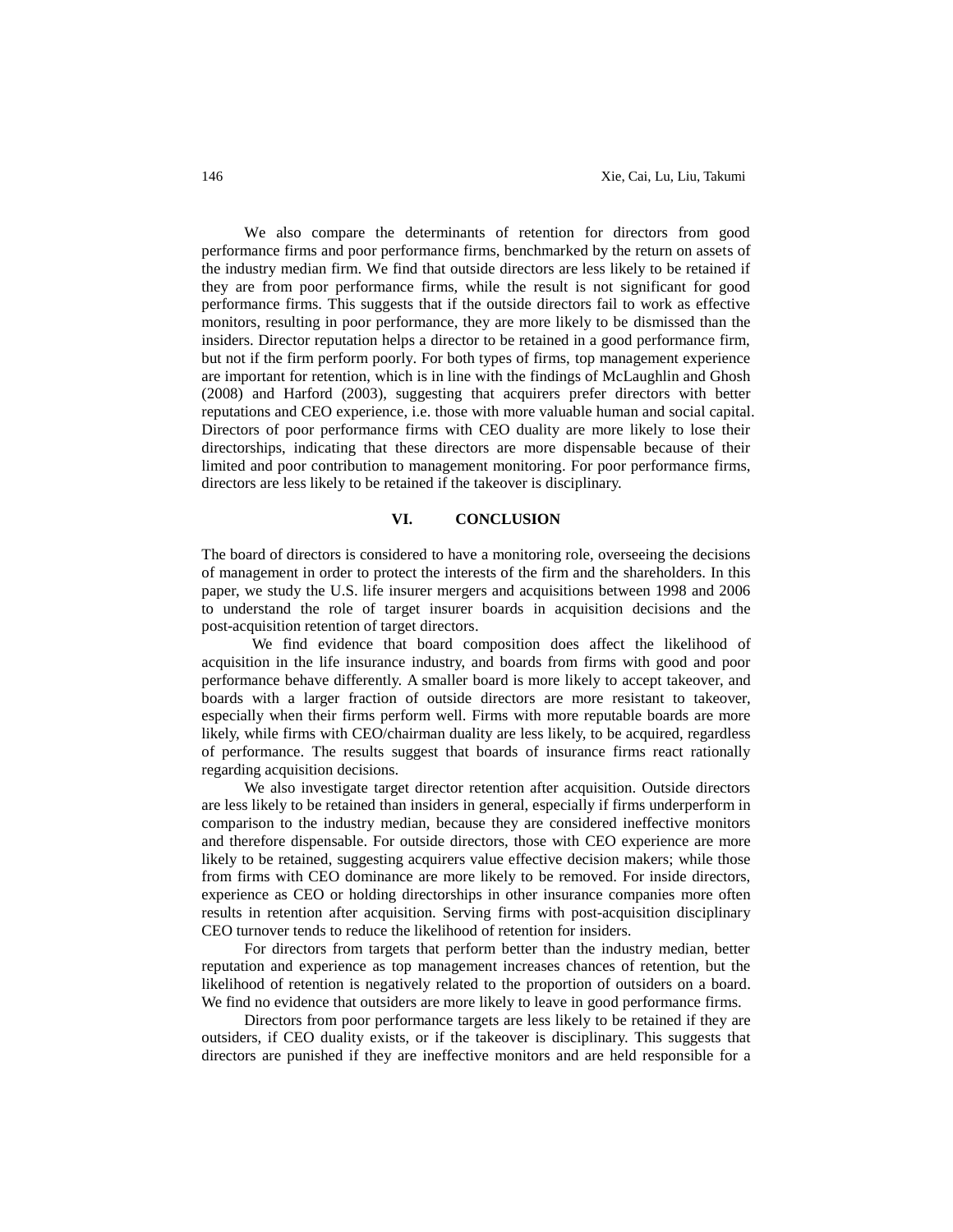We also compare the determinants of retention for directors from good performance firms and poor performance firms, benchmarked by the return on assets of the industry median firm. We find that outside directors are less likely to be retained if they are from poor performance firms, while the result is not significant for good performance firms. This suggests that if the outside directors fail to work as effective monitors, resulting in poor performance, they are more likely to be dismissed than the insiders. Director reputation helps a director to be retained in a good performance firm, but not if the firm perform poorly. For both types of firms, top management experience are important for retention, which is in line with the findings of McLaughlin and Ghosh (2008) and Harford (2003), suggesting that acquirers prefer directors with better reputations and CEO experience, i.e. those with more valuable human and social capital. Directors of poor performance firms with CEO duality are more likely to lose their directorships, indicating that these directors are more dispensable because of their limited and poor contribution to management monitoring. For poor performance firms, directors are less likely to be retained if the takeover is disciplinary.

## VI. CONCLUSION

The board of directors is considered to have a monitoring role, overseeing the decisions of management in order to protect the interests of the firm and the shareholders. In this paper, we study the U.S. life insurer mergers and acquisitions between 1998 and 2006 to understand the role of target insurer boards in acquisition decisions and the post-acquisition retention of target directors.

We find evidence that board composition does affect the likelihood of acquisition in the life insurance industry, and boards from firms with good and poor performance behave differently. A smaller board is more likely to accept takeover, and boards with a larger fraction of outside directors are more resistant to takeover, especially when their firms perform well. Firms with more reputable boards are more likely, while firms with CEO/chairman duality are less likely, to be acquired, regardless of performance. The results suggest that boards of insurance firms react rationally regarding acquisition decisions.

We also investigate target director retention after acquisition. Outside directors are less likely to be retained than insiders in general, especially if firms underperform in comparison to the industry median, because they are considered ineffective monitors and therefore dispensable. For outside directors, those with CEO experience are more likely to be retained, suggesting acquirers value effective decision makers; while those from firms with CEO dominance are more likely to be removed. For inside directors, experience as CEO or holding directorships in other insurance companies more often results in retention after acquisition. Serving firms with post-acquisition disciplinary CEO turnover tends to reduce the likelihood of retention for insiders.

For directors from targets that perform better than the industry median, better reputation and experience as top management increases chances of retention, but the likelihood of retention is negatively related to the proportion of outsiders on a board. We find no evidence that outsiders are more likely to leave in good performance firms.

Directors from poor performance targets are less likely to be retained if they are outsiders, if CEO duality exists, or if the takeover is disciplinary. This suggests that directors are punished if they are ineffective monitors and are held responsible for a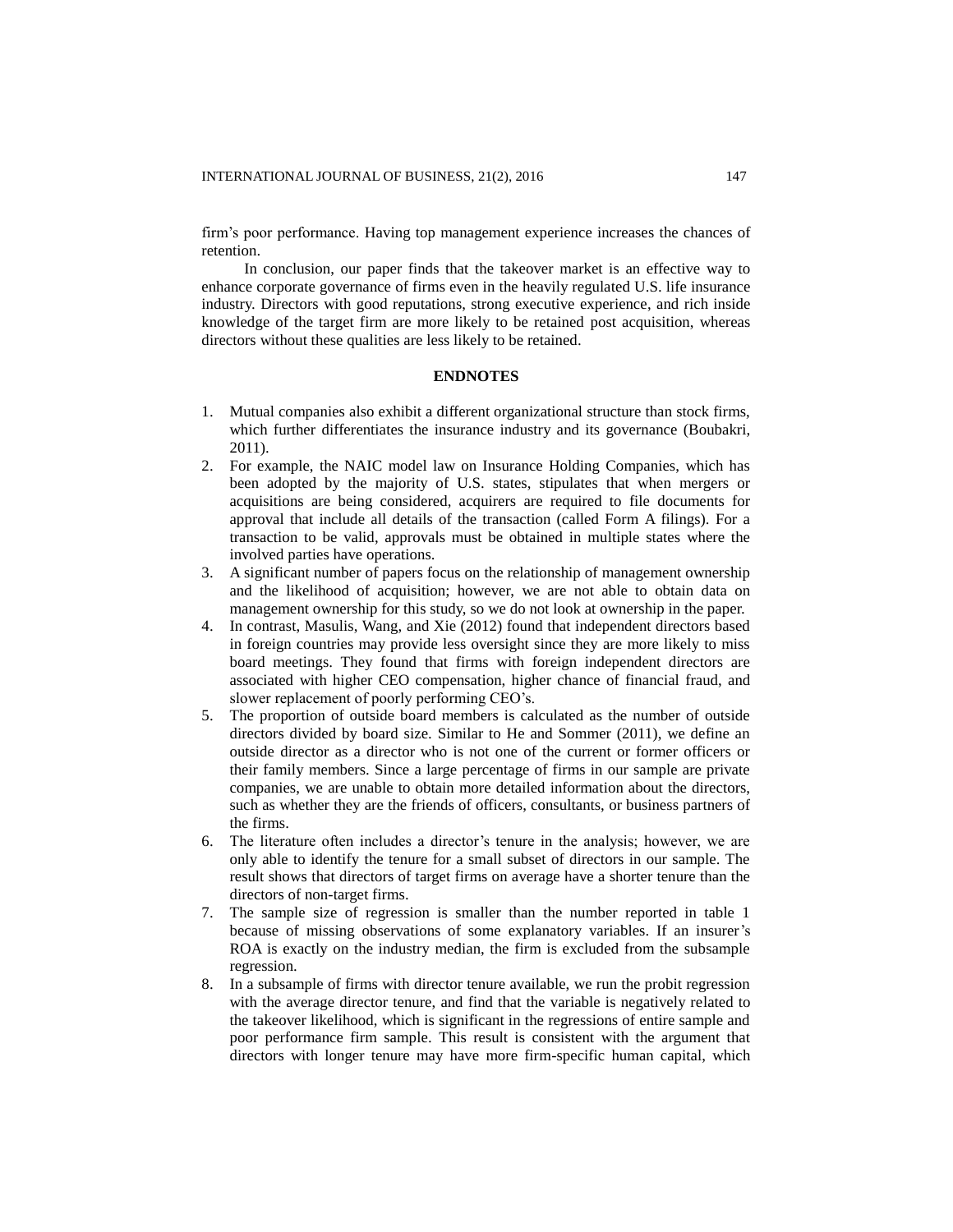firm's poor performance. Having top management experience increases the chances of retention.

In conclusion, our paper finds that the takeover market is an effective way to enhance corporate governance of firms even in the heavily regulated U.S. life insurance industry. Directors with good reputations, strong executive experience, and rich inside knowledge of the target firm are more likely to be retained post acquisition, whereas directors without these qualities are less likely to be retained.

## ENDNOTES

1. Mutual companies also exhibit a different organizational structure than stock firms, which further differentiates the insurance industry and its governance (Boubakri, 2011).
2. For example, the NAIC model law on Insurance Holding Companies, which has been adopted by the majority of U.S. states, stipulates that when mergers or acquisitions are being considered, acquirers are required to file documents for approval that include all details of the transaction (called Form A filings). For a transaction to be valid, approvals must be obtained in multiple states where the involved parties have operations.
3. A significant number of papers focus on the relationship of management ownership and the likelihood of acquisition; however, we are not able to obtain data on management ownership for this study, so we do not look at ownership in the paper.
4. In contrast, Masulis, Wang, and Xie (2012) found that independent directors based in foreign countries may provide less oversight since they are more likely to miss board meetings. They found that firms with foreign independent directors are associated with higher CEO compensation, higher chance of financial fraud, and slower replacement of poorly performing CEO's.
5. The proportion of outside board members is calculated as the number of outside directors divided by board size. Similar to He and Sommer (2011), we define an outside director as a director who is not one of the current or former officers or their family members. Since a large percentage of firms in our sample are private companies, we are unable to obtain more detailed information about the directors, such as whether they are the friends of officers, consultants, or business partners of the firms.
6. The literature often includes a director's tenure in the analysis; however, we are only able to identify the tenure for a small subset of directors in our sample. The result shows that directors of target firms on average have a shorter tenure than the directors of non-target firms.
7. The sample size of regression is smaller than the number reported in table 1 because of missing observations of some explanatory variables. If an insurer's ROA is exactly on the industry median, the firm is excluded from the subsample regression.
8. In a subsample of firms with director tenure available, we run the probit regression with the average director tenure, and find that the variable is negatively related to the takeover likelihood, which is significant in the regressions of entire sample and poor performance firm sample. This result is consistent with the argument that directors with longer tenure may have more firm-specific human capital, which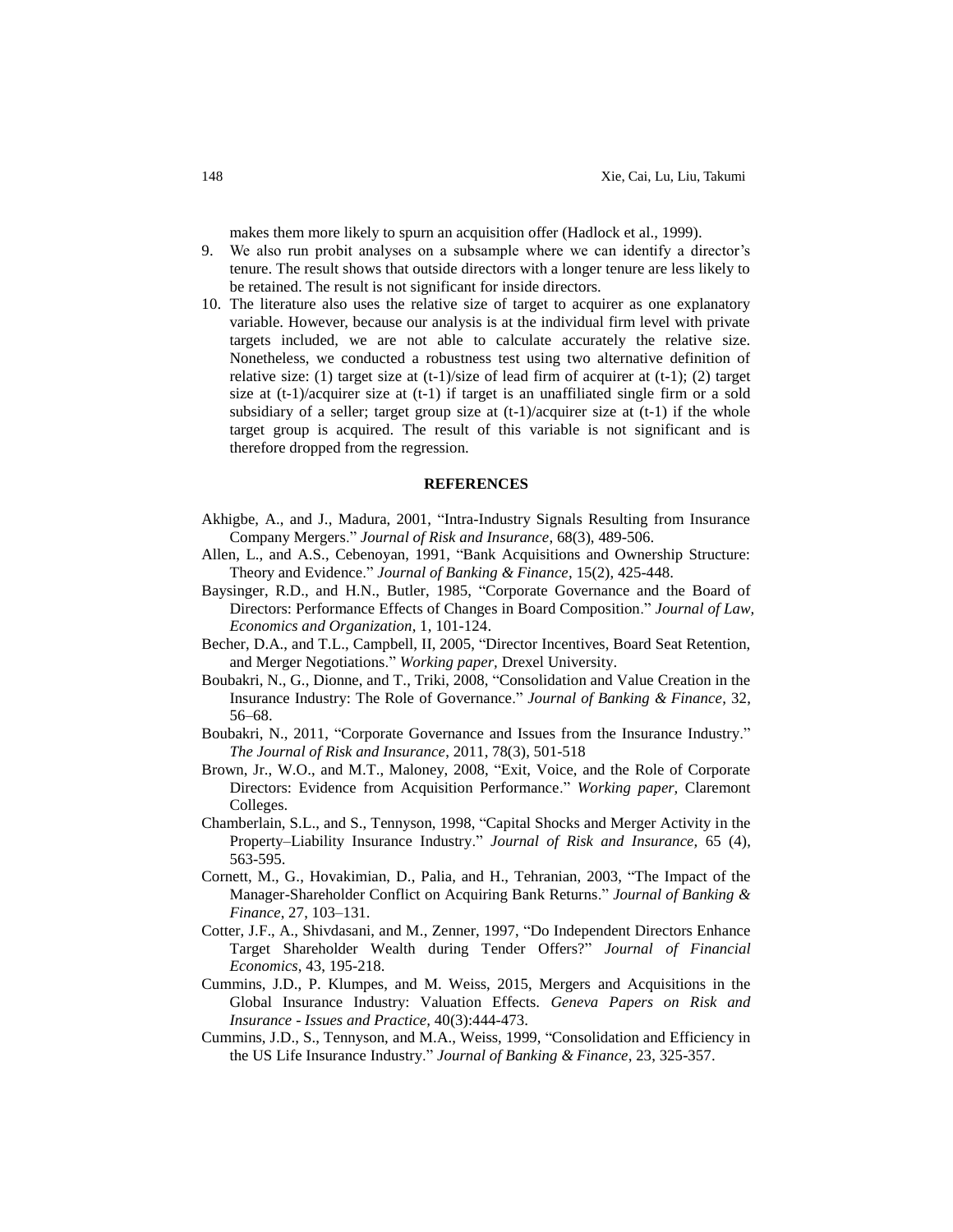makes them more likely to spurn an acquisition offer (Hadlock et al., 1999).

9. We also run probit analyses on a subsample where we can identify a director's tenure. The result shows that outside directors with a longer tenure are less likely to be retained. The result is not significant for inside directors.
10. The literature also uses the relative size of target to acquirer as one explanatory variable. However, because our analysis is at the individual firm level with private targets included, we are not able to calculate accurately the relative size. Nonetheless, we conducted a robustness test using two alternative definition of relative size: (1) target size at (t-1)/size of lead firm of acquirer at (t-1); (2) target size at (t-1)/acquirer size at (t-1) if target is an unaffiliated single firm or a sold subsidiary of a seller; target group size at (t-1)/acquirer size at (t-1) if the whole target group is acquired. The result of this variable is not significant and is therefore dropped from the regression.

## REFERENCES

Akhigbe, A., and J., Madura, 2001, "Intra-Industry Signals Resulting from Insurance Company Mergers." *Journal of Risk and Insurance*, 68(3), 489-506.

Allen, L., and A.S., Cebenoyan, 1991, "Bank Acquisitions and Ownership Structure: Theory and Evidence." *Journal of Banking & Finance*, 15(2), 425-448.

Baysinger, R.D., and H.N., Butler, 1985, "Corporate Governance and the Board of Directors: Performance Effects of Changes in Board Composition." *Journal of Law, Economics and Organization*, 1, 101-124.

Becher, D.A., and T.L., Campbell, II, 2005, "Director Incentives, Board Seat Retention, and Merger Negotiations." *Working paper*, Drexel University.

Boubakri, N., G., Dionne, and T., Triki, 2008, "Consolidation and Value Creation in the Insurance Industry: The Role of Governance." *Journal of Banking & Finance*, 32, 56–68.

Boubakri, N., 2011, "Corporate Governance and Issues from the Insurance Industry." *The Journal of Risk and Insurance*, 2011, 78(3), 501-518

Brown, Jr., W.O., and M.T., Maloney, 2008, "Exit, Voice, and the Role of Corporate Directors: Evidence from Acquisition Performance." *Working paper*, Claremont Colleges.

Chamberlain, S.L., and S., Tennyson, 1998, "Capital Shocks and Merger Activity in the Property–Liability Insurance Industry." *Journal of Risk and Insurance*, 65 (4), 563-595.

Cornett, M., G., Hovakimian, D., Palia, and H., Tehranian, 2003, "The Impact of the Manager-Shareholder Conflict on Acquiring Bank Returns." *Journal of Banking & Finance*, 27, 103–131.

Cotter, J.F., A., Shivdasani, and M., Zenner, 1997, "Do Independent Directors Enhance Target Shareholder Wealth during Tender Offers?" *Journal of Financial Economics*, 43, 195-218.

Cummins, J.D., P. Klumpes, and M. Weiss, 2015, Mergers and Acquisitions in the Global Insurance Industry: Valuation Effects. *Geneva Papers on Risk and Insurance - Issues and Practice*, 40(3):444-473.

Cummins, J.D., S., Tennyson, and M.A., Weiss, 1999, "Consolidation and Efficiency in the US Life Insurance Industry." *Journal of Banking & Finance*, 23, 325-357.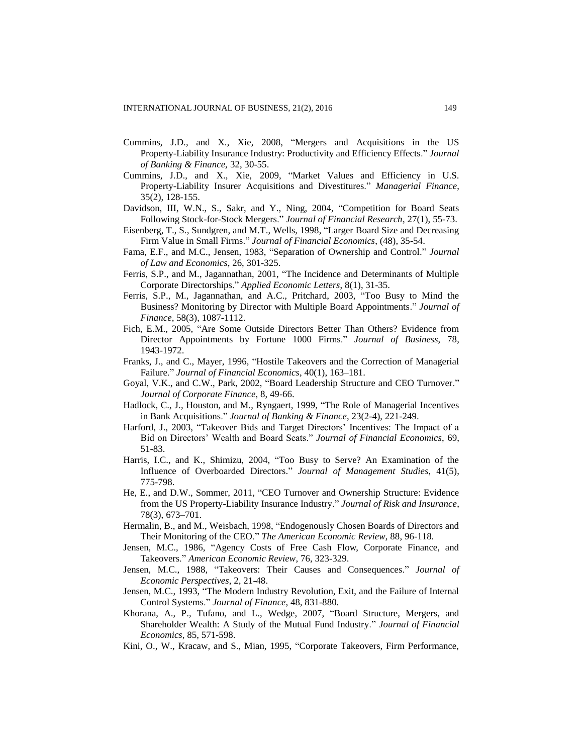Cummins, J.D., and X., Xie, 2008, "Mergers and Acquisitions in the US Property-Liability Insurance Industry: Productivity and Efficiency Effects." *Journal of Banking & Finance*, 32, 30-55.

Cummins, J.D., and X., Xie, 2009, "Market Values and Efficiency in U.S. Property-Liability Insurer Acquisitions and Divestitures." *Managerial Finance*, 35(2), 128-155.

Davidson, III, W.N., S., Sakr, and Y., Ning, 2004, "Competition for Board Seats Following Stock-for-Stock Mergers." *Journal of Financial Research*, 27(1), 55-73.

Eisenberg, T., S., Sundgren, and M.T., Wells, 1998, "Larger Board Size and Decreasing Firm Value in Small Firms." *Journal of Financial Economics*, (48), 35-54.

Fama, E.F., and M.C., Jensen, 1983, "Separation of Ownership and Control." *Journal of Law and Economics*, 26, 301-325.

Ferris, S.P., and M., Jagannathan, 2001, "The Incidence and Determinants of Multiple Corporate Directorships." *Applied Economic Letters*, 8(1), 31-35.

Ferris, S.P., M., Jagannathan, and A.C., Pritchard, 2003, "Too Busy to Mind the Business? Monitoring by Director with Multiple Board Appointments." *Journal of Finance*, 58(3), 1087-1112.

Fich, E.M., 2005, "Are Some Outside Directors Better Than Others? Evidence from Director Appointments by Fortune 1000 Firms." *Journal of Business*, 78, 1943-1972.

Franks, J., and C., Mayer, 1996, "Hostile Takeovers and the Correction of Managerial Failure." *Journal of Financial Economics*, 40(1), 163–181.

Goyal, V.K., and C.W., Park, 2002, "Board Leadership Structure and CEO Turnover." *Journal of Corporate Finance*, 8, 49-66.

Hadlock, C., J., Houston, and M., Ryngaert, 1999, "The Role of Managerial Incentives in Bank Acquisitions." *Journal of Banking & Finance*, 23(2-4), 221-249.

Harford, J., 2003, "Takeover Bids and Target Directors' Incentives: The Impact of a Bid on Directors' Wealth and Board Seats." *Journal of Financial Economics*, 69, 51-83.

Harris, I.C., and K., Shimizu, 2004, "Too Busy to Serve? An Examination of the Influence of Overboarded Directors." *Journal of Management Studies*, 41(5), 775-798.

He, E., and D.W., Sommer, 2011, "CEO Turnover and Ownership Structure: Evidence from the US Property-Liability Insurance Industry." *Journal of Risk and Insurance*, 78(3), 673–701.

Hermalin, B., and M., Weisbach, 1998, "Endogenously Chosen Boards of Directors and Their Monitoring of the CEO." *The American Economic Review*, 88, 96-118.

Jensen, M.C., 1986, "Agency Costs of Free Cash Flow, Corporate Finance, and Takeovers." *American Economic Review*, 76, 323-329.

Jensen, M.C., 1988, "Takeovers: Their Causes and Consequences." *Journal of Economic Perspectives*, 2, 21-48.

Jensen, M.C., 1993, "The Modern Industry Revolution, Exit, and the Failure of Internal Control Systems." *Journal of Finance*, 48, 831-880.

Khorana, A., P., Tufano, and L., Wedge, 2007, "Board Structure, Mergers, and Shareholder Wealth: A Study of the Mutual Fund Industry." *Journal of Financial Economics*, 85, 571-598.

Kini, O., W., Kracaw, and S., Mian, 1995, "Corporate Takeovers, Firm Performance,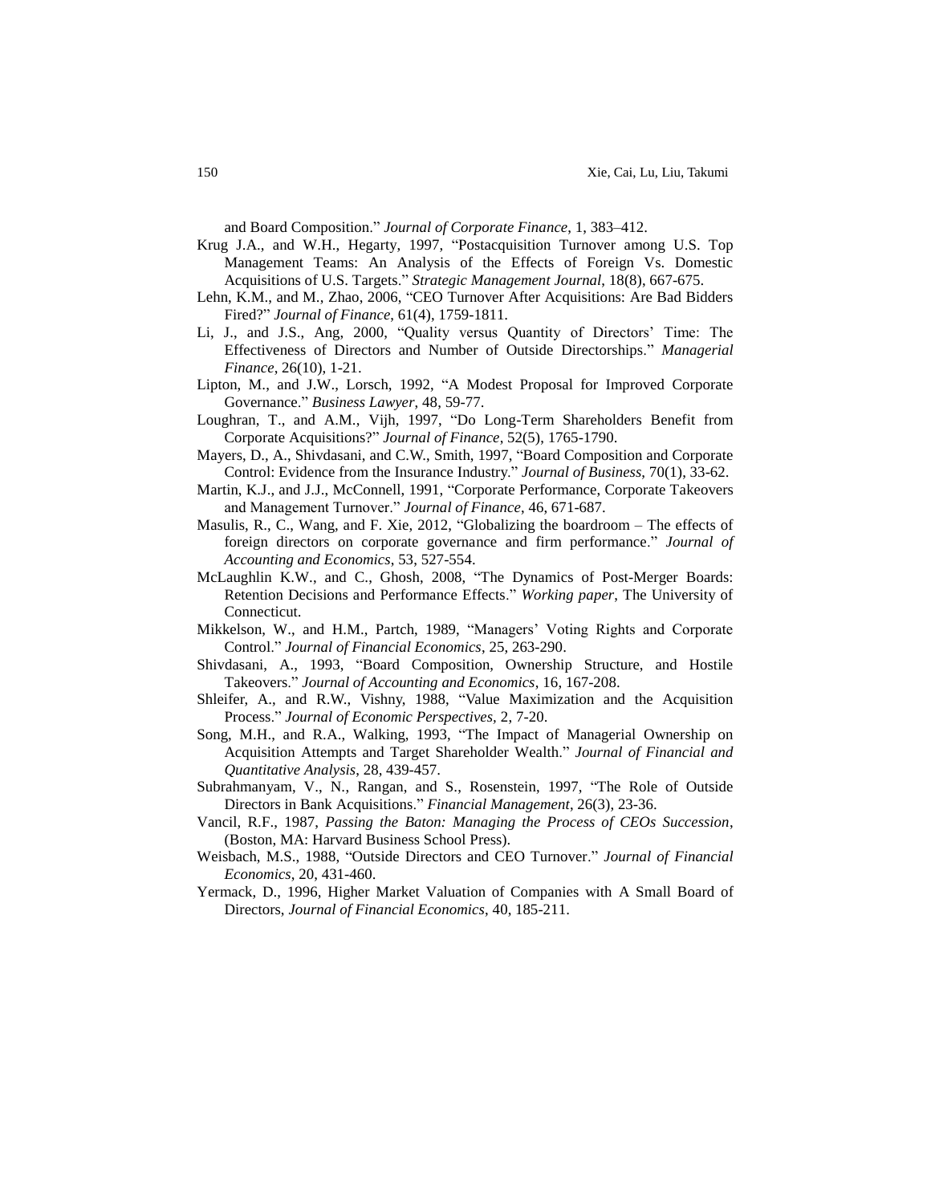and Board Composition." *Journal of Corporate Finance*, 1, 383–412.

Krug J.A., and W.H., Hegarty, 1997, "Postacquisition Turnover among U.S. Top Management Teams: An Analysis of the Effects of Foreign Vs. Domestic Acquisitions of U.S. Targets." *Strategic Management Journal*, 18(8), 667-675.

Lehn, K.M., and M., Zhao, 2006, "CEO Turnover After Acquisitions: Are Bad Bidders Fired?" *Journal of Finance*, 61(4), 1759-1811.

Li, J., and J.S., Ang, 2000, "Quality versus Quantity of Directors' Time: The Effectiveness of Directors and Number of Outside Directorships." *Managerial Finance*, 26(10), 1-21.

Lipton, M., and J.W., Lorsch, 1992, "A Modest Proposal for Improved Corporate Governance." *Business Lawyer*, 48, 59-77.

Loughran, T., and A.M., Vijh, 1997, "Do Long-Term Shareholders Benefit from Corporate Acquisitions?" *Journal of Finance*, 52(5), 1765-1790.

Mayers, D., A., Shivdasani, and C.W., Smith, 1997, "Board Composition and Corporate Control: Evidence from the Insurance Industry." *Journal of Business*, 70(1), 33-62.

Martin, K.J., and J.J., McConnell, 1991, "Corporate Performance, Corporate Takeovers and Management Turnover." *Journal of Finance*, 46, 671-687.

Masulis, R., C., Wang, and F. Xie, 2012, "Globalizing the boardroom – The effects of foreign directors on corporate governance and firm performance." *Journal of Accounting and Economics*, 53, 527-554.

McLaughlin K.W., and C., Ghosh, 2008, "The Dynamics of Post-Merger Boards: Retention Decisions and Performance Effects." *Working paper*, The University of Connecticut.

Mikkelson, W., and H.M., Partch, 1989, "Managers' Voting Rights and Corporate Control." *Journal of Financial Economics*, 25, 263-290.

Shivdasani, A., 1993, "Board Composition, Ownership Structure, and Hostile Takeovers." *Journal of Accounting and Economics*, 16, 167-208.

Shleifer, A., and R.W., Vishny, 1988, "Value Maximization and the Acquisition Process." *Journal of Economic Perspectives*, 2, 7-20.

Song, M.H., and R.A., Walking, 1993, "The Impact of Managerial Ownership on Acquisition Attempts and Target Shareholder Wealth." *Journal of Financial and Quantitative Analysis*, 28, 439-457.

Subrahmanyam, V., N., Rangan, and S., Rosenstein, 1997, "The Role of Outside Directors in Bank Acquisitions." *Financial Management*, 26(3), 23-36.

Vancil, R.F., 1987, *Passing the Baton: Managing the Process of CEOs Succession*, (Boston, MA: Harvard Business School Press).

Weisbach, M.S., 1988, "Outside Directors and CEO Turnover." *Journal of Financial Economics*, 20, 431-460.

Yermack, D., 1996, Higher Market Valuation of Companies with A Small Board of Directors, *Journal of Financial Economics*, 40, 185-211.